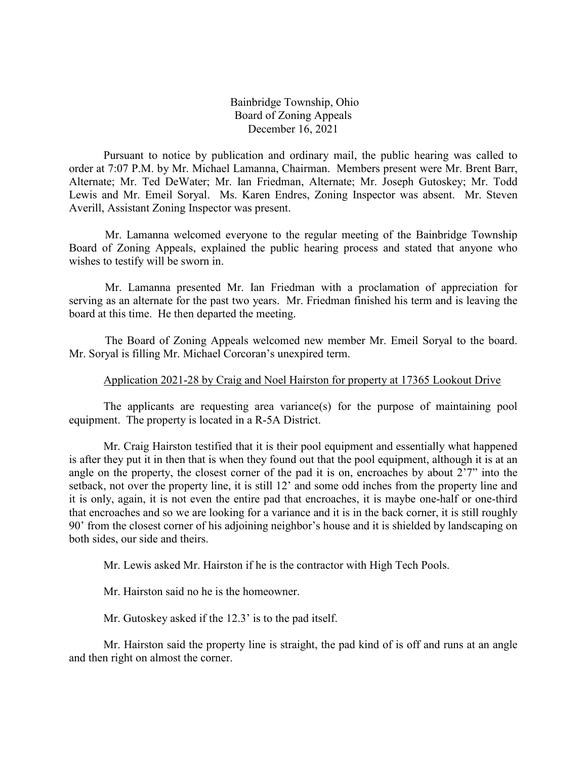Bainbridge Township, Ohio
Board of Zoning Appeals
December 16, 2021

Pursuant to notice by publication and ordinary mail, the public hearing was called to order at 7:07 P.M. by Mr. Michael Lamanna, Chairman. Members present were Mr. Brent Barr, Alternate; Mr. Ted DeWater; Mr. Ian Friedman, Alternate; Mr. Joseph Gutoskey; Mr. Todd Lewis and Mr. Emeil Soryal. Ms. Karen Endres, Zoning Inspector was absent. Mr. Steven Averill, Assistant Zoning Inspector was present.

Mr. Lamanna welcomed everyone to the regular meeting of the Bainbridge Township Board of Zoning Appeals, explained the public hearing process and stated that anyone who wishes to testify will be sworn in.

Mr. Lamanna presented Mr. Ian Friedman with a proclamation of appreciation for serving as an alternate for the past two years. Mr. Friedman finished his term and is leaving the board at this time. He then departed the meeting.

The Board of Zoning Appeals welcomed new member Mr. Emeil Soryal to the board. Mr. Soryal is filling Mr. Michael Corcoran's unexpired term.

Application 2021-28 by Craig and Noel Hairston for property at 17365 Lookout Drive

The applicants are requesting area variance(s) for the purpose of maintaining pool equipment. The property is located in a R-5A District.

Mr. Craig Hairston testified that it is their pool equipment and essentially what happened is after they put it in then that is when they found out that the pool equipment, although it is at an angle on the property, the closest corner of the pad it is on, encroaches by about 2'7" into the setback, not over the property line, it is still 12' and some odd inches from the property line and it is only, again, it is not even the entire pad that encroaches, it is maybe one-half or one-third that encroaches and so we are looking for a variance and it is in the back corner, it is still roughly 90' from the closest corner of his adjoining neighbor's house and it is shielded by landscaping on both sides, our side and theirs.

Mr. Lewis asked Mr. Hairston if he is the contractor with High Tech Pools.

Mr. Hairston said no he is the homeowner.

Mr. Gutoskey asked if the 12.3' is to the pad itself.

Mr. Hairston said the property line is straight, the pad kind of is off and runs at an angle and then right on almost the corner.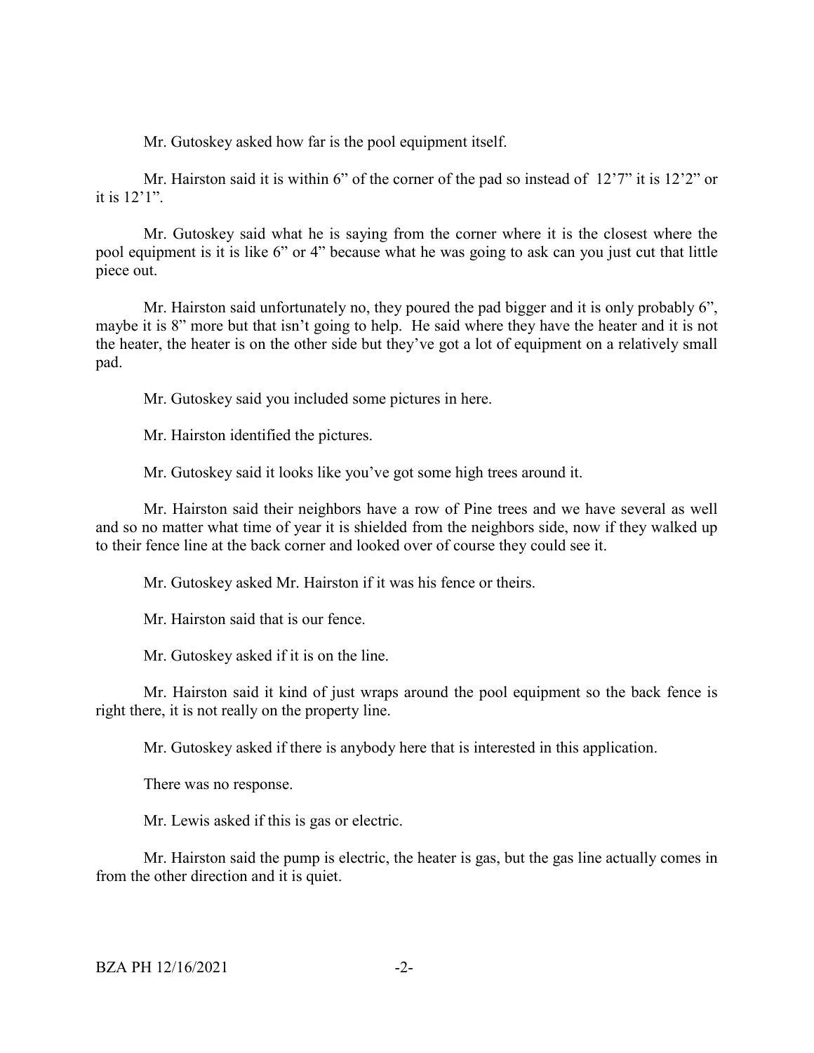Mr. Gutoskey asked how far is the pool equipment itself.

Mr. Hairston said it is within 6" of the corner of the pad so instead of 12'7" it is 12'2" or it is 12'1".

Mr. Gutoskey said what he is saying from the corner where it is the closest where the pool equipment is it is like 6" or 4" because what he was going to ask can you just cut that little piece out.

Mr. Hairston said unfortunately no, they poured the pad bigger and it is only probably 6", maybe it is 8" more but that isn't going to help. He said where they have the heater and it is not the heater, the heater is on the other side but they've got a lot of equipment on a relatively small pad.

Mr. Gutoskey said you included some pictures in here.

Mr. Hairston identified the pictures.

Mr. Gutoskey said it looks like you've got some high trees around it.

Mr. Hairston said their neighbors have a row of Pine trees and we have several as well and so no matter what time of year it is shielded from the neighbors side, now if they walked up to their fence line at the back corner and looked over of course they could see it.

Mr. Gutoskey asked Mr. Hairston if it was his fence or theirs.

Mr. Hairston said that is our fence.

Mr. Gutoskey asked if it is on the line.

Mr. Hairston said it kind of just wraps around the pool equipment so the back fence is right there, it is not really on the property line.

Mr. Gutoskey asked if there is anybody here that is interested in this application.

There was no response.

Mr. Lewis asked if this is gas or electric.

Mr. Hairston said the pump is electric, the heater is gas, but the gas line actually comes in from the other direction and it is quiet.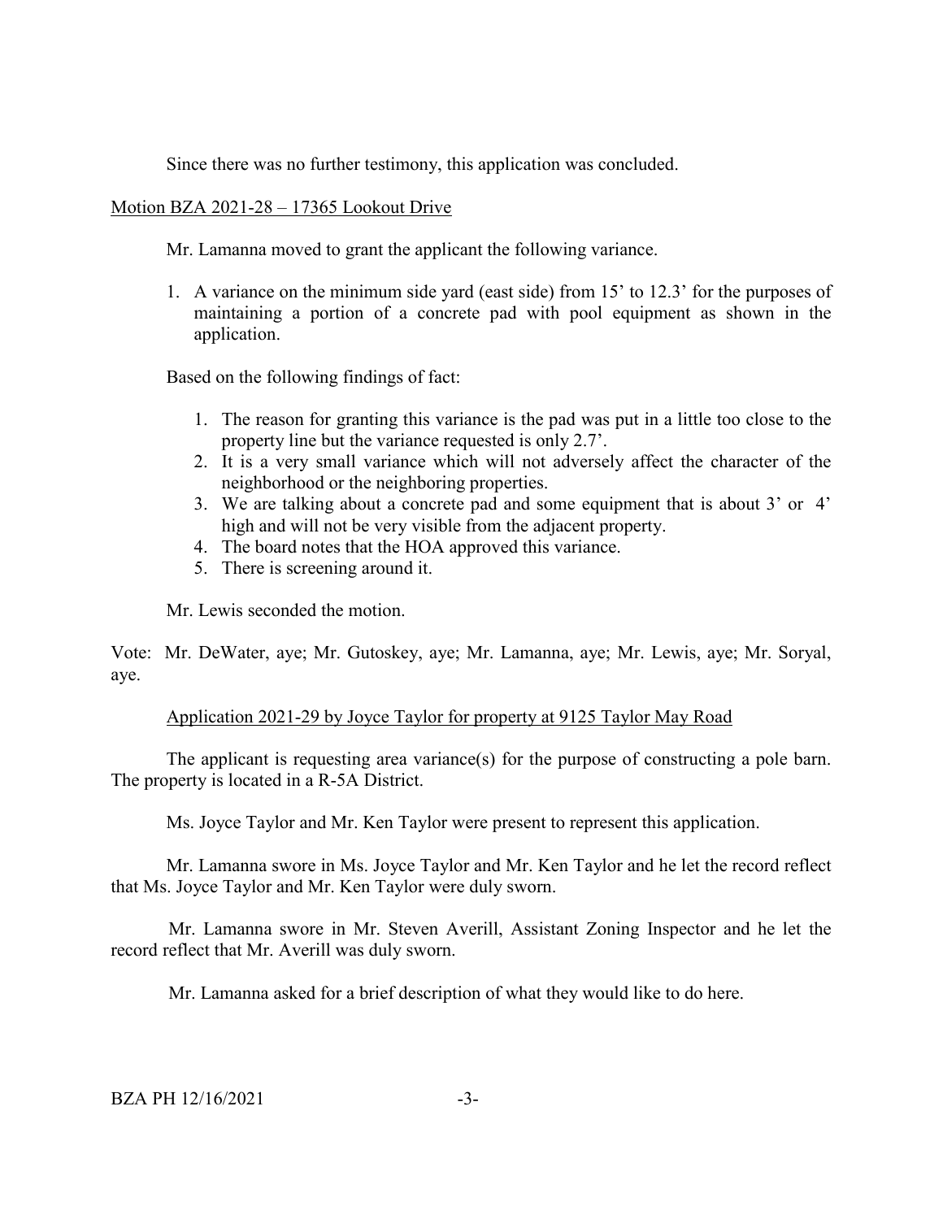Since there was no further testimony, this application was concluded.

Motion BZA 2021-28 – 17365 Lookout Drive

Mr. Lamanna moved to grant the applicant the following variance.

1. A variance on the minimum side yard (east side) from 15' to 12.3' for the purposes of maintaining a portion of a concrete pad with pool equipment as shown in the application.

Based on the following findings of fact:

1. The reason for granting this variance is the pad was put in a little too close to the property line but the variance requested is only 2.7'.
2. It is a very small variance which will not adversely affect the character of the neighborhood or the neighboring properties.
3. We are talking about a concrete pad and some equipment that is about 3' or 4' high and will not be very visible from the adjacent property.
4. The board notes that the HOA approved this variance.
5. There is screening around it.

Mr. Lewis seconded the motion.

Vote: Mr. DeWater, aye; Mr. Gutoskey, aye; Mr. Lamanna, aye; Mr. Lewis, aye; Mr. Soryal, aye.

Application 2021-29 by Joyce Taylor for property at 9125 Taylor May Road

The applicant is requesting area variance(s) for the purpose of constructing a pole barn. The property is located in a R-5A District.

Ms. Joyce Taylor and Mr. Ken Taylor were present to represent this application.

Mr. Lamanna swore in Ms. Joyce Taylor and Mr. Ken Taylor and he let the record reflect that Ms. Joyce Taylor and Mr. Ken Taylor were duly sworn.

Mr. Lamanna swore in Mr. Steven Averill, Assistant Zoning Inspector and he let the record reflect that Mr. Averill was duly sworn.

Mr. Lamanna asked for a brief description of what they would like to do here.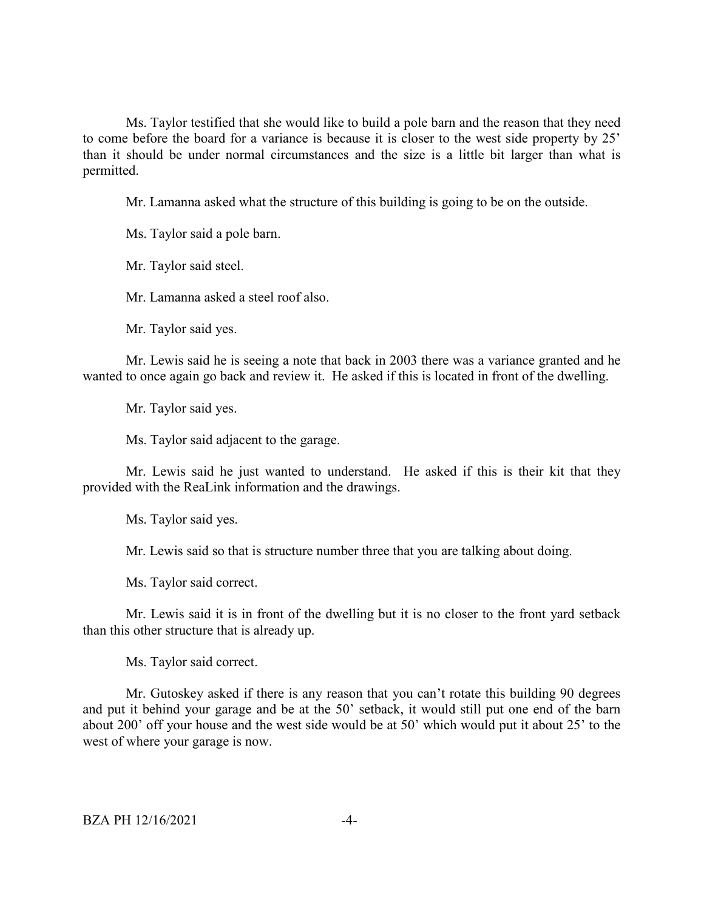Ms. Taylor testified that she would like to build a pole barn and the reason that they need to come before the board for a variance is because it is closer to the west side property by 25' than it should be under normal circumstances and the size is a little bit larger than what is permitted.

Mr. Lamanna asked what the structure of this building is going to be on the outside.

Ms. Taylor said a pole barn.

Mr. Taylor said steel.

Mr. Lamanna asked a steel roof also.

Mr. Taylor said yes.

Mr. Lewis said he is seeing a note that back in 2003 there was a variance granted and he wanted to once again go back and review it. He asked if this is located in front of the dwelling.

Mr. Taylor said yes.

Ms. Taylor said adjacent to the garage.

Mr. Lewis said he just wanted to understand. He asked if this is their kit that they provided with the ReaLink information and the drawings.

Ms. Taylor said yes.

Mr. Lewis said so that is structure number three that you are talking about doing.

Ms. Taylor said correct.

Mr. Lewis said it is in front of the dwelling but it is no closer to the front yard setback than this other structure that is already up.

Ms. Taylor said correct.

Mr. Gutoskey asked if there is any reason that you can't rotate this building 90 degrees and put it behind your garage and be at the 50' setback, it would still put one end of the barn about 200' off your house and the west side would be at 50' which would put it about 25' to the west of where your garage is now.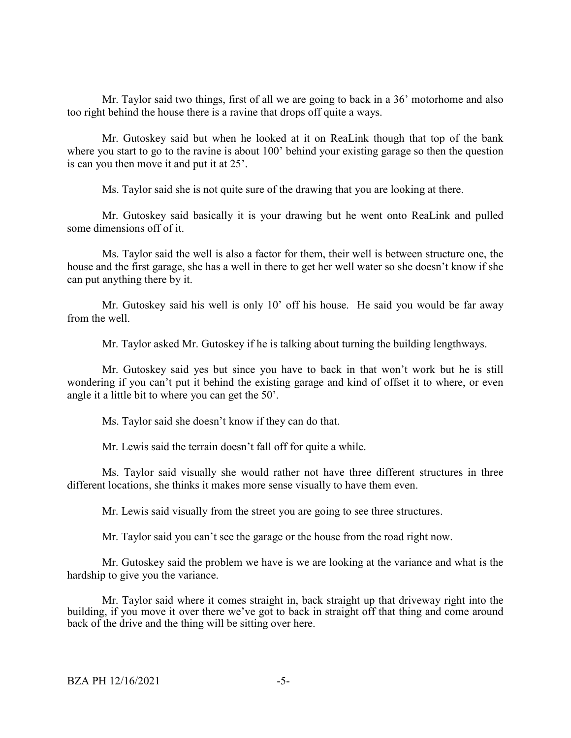Mr. Taylor said two things, first of all we are going to back in a 36' motorhome and also too right behind the house there is a ravine that drops off quite a ways.

Mr. Gutoskey said but when he looked at it on ReaLink though that top of the bank where you start to go to the ravine is about 100' behind your existing garage so then the question is can you then move it and put it at 25'.

Ms. Taylor said she is not quite sure of the drawing that you are looking at there.

Mr. Gutoskey said basically it is your drawing but he went onto ReaLink and pulled some dimensions off of it.

Ms. Taylor said the well is also a factor for them, their well is between structure one, the house and the first garage, she has a well in there to get her well water so she doesn't know if she can put anything there by it.

Mr. Gutoskey said his well is only 10' off his house. He said you would be far away from the well.

Mr. Taylor asked Mr. Gutoskey if he is talking about turning the building lengthways.

Mr. Gutoskey said yes but since you have to back in that won't work but he is still wondering if you can't put it behind the existing garage and kind of offset it to where, or even angle it a little bit to where you can get the 50'.

Ms. Taylor said she doesn't know if they can do that.

Mr. Lewis said the terrain doesn't fall off for quite a while.

Ms. Taylor said visually she would rather not have three different structures in three different locations, she thinks it makes more sense visually to have them even.

Mr. Lewis said visually from the street you are going to see three structures.

Mr. Taylor said you can't see the garage or the house from the road right now.

Mr. Gutoskey said the problem we have is we are looking at the variance and what is the hardship to give you the variance.

Mr. Taylor said where it comes straight in, back straight up that driveway right into the building, if you move it over there we've got to back in straight off that thing and come around back of the drive and the thing will be sitting over here.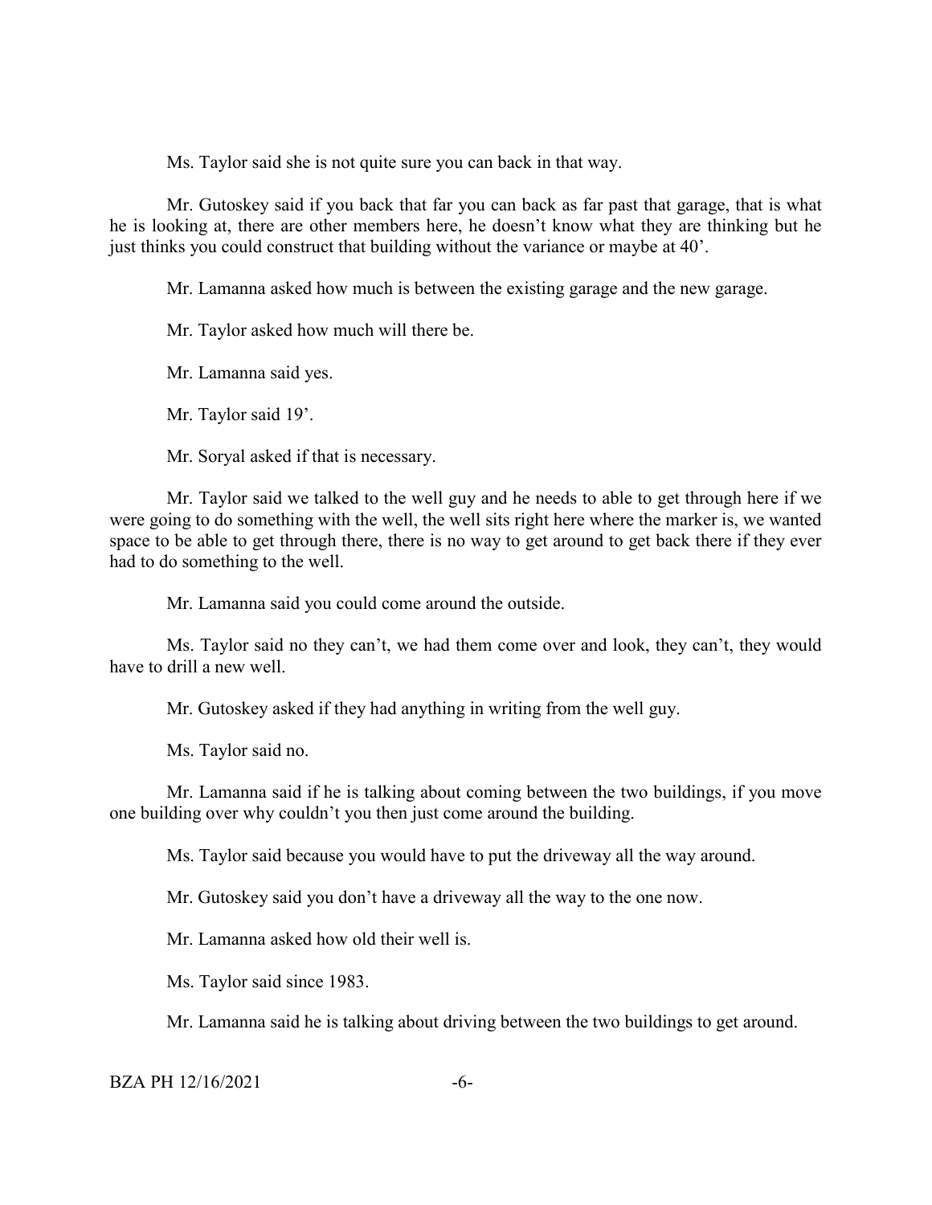Ms. Taylor said she is not quite sure you can back in that way.

Mr. Gutoskey said if you back that far you can back as far past that garage, that is what he is looking at, there are other members here, he doesn't know what they are thinking but he just thinks you could construct that building without the variance or maybe at 40'.

Mr. Lamanna asked how much is between the existing garage and the new garage.

Mr. Taylor asked how much will there be.

Mr. Lamanna said yes.

Mr. Taylor said 19'.

Mr. Soryal asked if that is necessary.

Mr. Taylor said we talked to the well guy and he needs to able to get through here if we were going to do something with the well, the well sits right here where the marker is, we wanted space to be able to get through there, there is no way to get around to get back there if they ever had to do something to the well.

Mr. Lamanna said you could come around the outside.

Ms. Taylor said no they can't, we had them come over and look, they can't, they would have to drill a new well.

Mr. Gutoskey asked if they had anything in writing from the well guy.

Ms. Taylor said no.

Mr. Lamanna said if he is talking about coming between the two buildings, if you move one building over why couldn't you then just come around the building.

Ms. Taylor said because you would have to put the driveway all the way around.

Mr. Gutoskey said you don't have a driveway all the way to the one now.

Mr. Lamanna asked how old their well is.

Ms. Taylor said since 1983.

Mr. Lamanna said he is talking about driving between the two buildings to get around.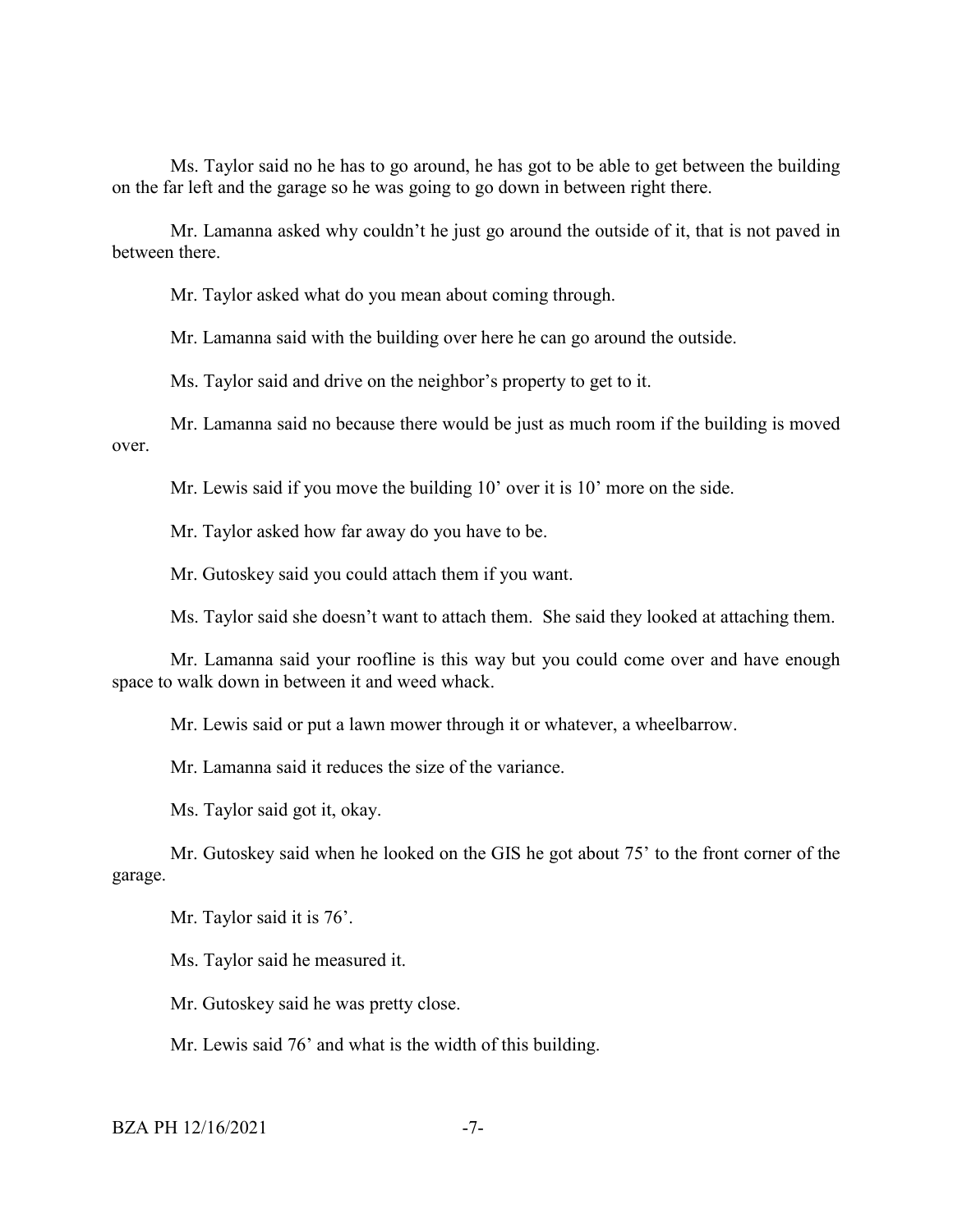Ms. Taylor said no he has to go around, he has got to be able to get between the building on the far left and the garage so he was going to go down in between right there.

Mr. Lamanna asked why couldn't he just go around the outside of it, that is not paved in between there.

Mr. Taylor asked what do you mean about coming through.

Mr. Lamanna said with the building over here he can go around the outside.

Ms. Taylor said and drive on the neighbor's property to get to it.

Mr. Lamanna said no because there would be just as much room if the building is moved over.

Mr. Lewis said if you move the building 10' over it is 10' more on the side.

Mr. Taylor asked how far away do you have to be.

Mr. Gutoskey said you could attach them if you want.

Ms. Taylor said she doesn't want to attach them. She said they looked at attaching them.

Mr. Lamanna said your roofline is this way but you could come over and have enough space to walk down in between it and weed whack.

Mr. Lewis said or put a lawn mower through it or whatever, a wheelbarrow.

Mr. Lamanna said it reduces the size of the variance.

Ms. Taylor said got it, okay.

Mr. Gutoskey said when he looked on the GIS he got about 75' to the front corner of the garage.

Mr. Taylor said it is 76'.

Ms. Taylor said he measured it.

Mr. Gutoskey said he was pretty close.

Mr. Lewis said 76' and what is the width of this building.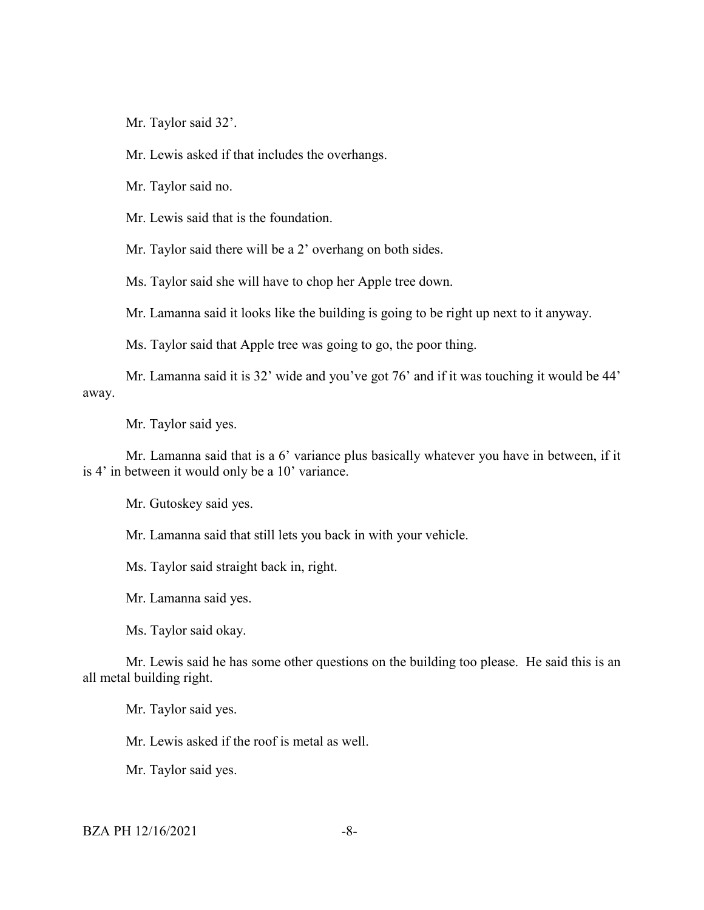Mr. Taylor said 32’.

Mr. Lewis asked if that includes the overhangs.

Mr. Taylor said no.

Mr. Lewis said that is the foundation.

Mr. Taylor said there will be a 2’ overhang on both sides.

Ms. Taylor said she will have to chop her Apple tree down.

Mr. Lamanna said it looks like the building is going to be right up next to it anyway.

Ms. Taylor said that Apple tree was going to go, the poor thing.

Mr. Lamanna said it is 32’ wide and you’ve got 76’ and if it was touching it would be 44’ away.

Mr. Taylor said yes.

Mr. Lamanna said that is a 6’ variance plus basically whatever you have in between, if it is 4’ in between it would only be a 10’ variance.

Mr. Gutoskey said yes.

Mr. Lamanna said that still lets you back in with your vehicle.

Ms. Taylor said straight back in, right.

Mr. Lamanna said yes.

Ms. Taylor said okay.

Mr. Lewis said he has some other questions on the building too please. He said this is an all metal building right.

Mr. Taylor said yes.

Mr. Lewis asked if the roof is metal as well.

Mr. Taylor said yes.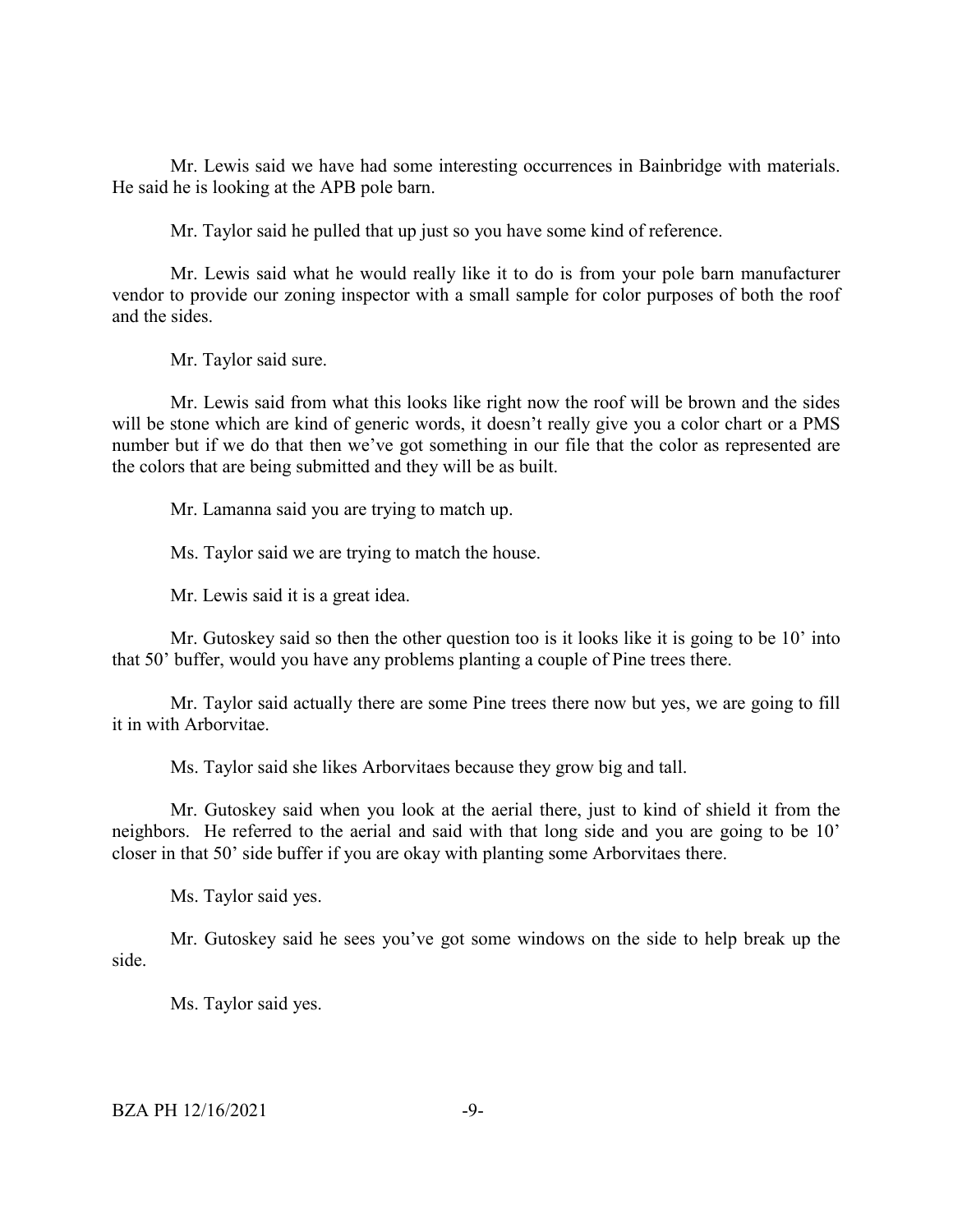Mr. Lewis said we have had some interesting occurrences in Bainbridge with materials. He said he is looking at the APB pole barn.

Mr. Taylor said he pulled that up just so you have some kind of reference.

Mr. Lewis said what he would really like it to do is from your pole barn manufacturer vendor to provide our zoning inspector with a small sample for color purposes of both the roof and the sides.

Mr. Taylor said sure.

Mr. Lewis said from what this looks like right now the roof will be brown and the sides will be stone which are kind of generic words, it doesn't really give you a color chart or a PMS number but if we do that then we've got something in our file that the color as represented are the colors that are being submitted and they will be as built.

Mr. Lamanna said you are trying to match up.

Ms. Taylor said we are trying to match the house.

Mr. Lewis said it is a great idea.

Mr. Gutoskey said so then the other question too is it looks like it is going to be 10' into that 50' buffer, would you have any problems planting a couple of Pine trees there.

Mr. Taylor said actually there are some Pine trees there now but yes, we are going to fill it in with Arborvitae.

Ms. Taylor said she likes Arborvitaes because they grow big and tall.

Mr. Gutoskey said when you look at the aerial there, just to kind of shield it from the neighbors. He referred to the aerial and said with that long side and you are going to be 10' closer in that 50' side buffer if you are okay with planting some Arborvitaes there.

Ms. Taylor said yes.

Mr. Gutoskey said he sees you've got some windows on the side to help break up the side.

Ms. Taylor said yes.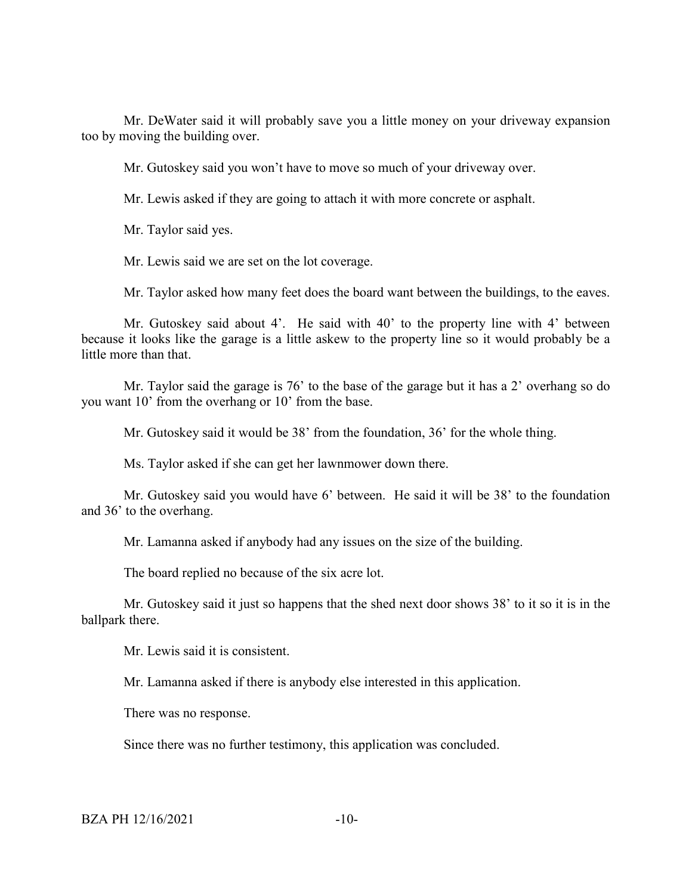Mr. DeWater said it will probably save you a little money on your driveway expansion too by moving the building over.

Mr. Gutoskey said you won't have to move so much of your driveway over.

Mr. Lewis asked if they are going to attach it with more concrete or asphalt.

Mr. Taylor said yes.

Mr. Lewis said we are set on the lot coverage.

Mr. Taylor asked how many feet does the board want between the buildings, to the eaves.

Mr. Gutoskey said about 4'. He said with 40' to the property line with 4' between because it looks like the garage is a little askew to the property line so it would probably be a little more than that.

Mr. Taylor said the garage is 76' to the base of the garage but it has a 2' overhang so do you want 10' from the overhang or 10' from the base.

Mr. Gutoskey said it would be 38' from the foundation, 36' for the whole thing.

Ms. Taylor asked if she can get her lawnmower down there.

Mr. Gutoskey said you would have 6' between. He said it will be 38' to the foundation and 36' to the overhang.

Mr. Lamanna asked if anybody had any issues on the size of the building.

The board replied no because of the six acre lot.

Mr. Gutoskey said it just so happens that the shed next door shows 38' to it so it is in the ballpark there.

Mr. Lewis said it is consistent.

Mr. Lamanna asked if there is anybody else interested in this application.

There was no response.

Since there was no further testimony, this application was concluded.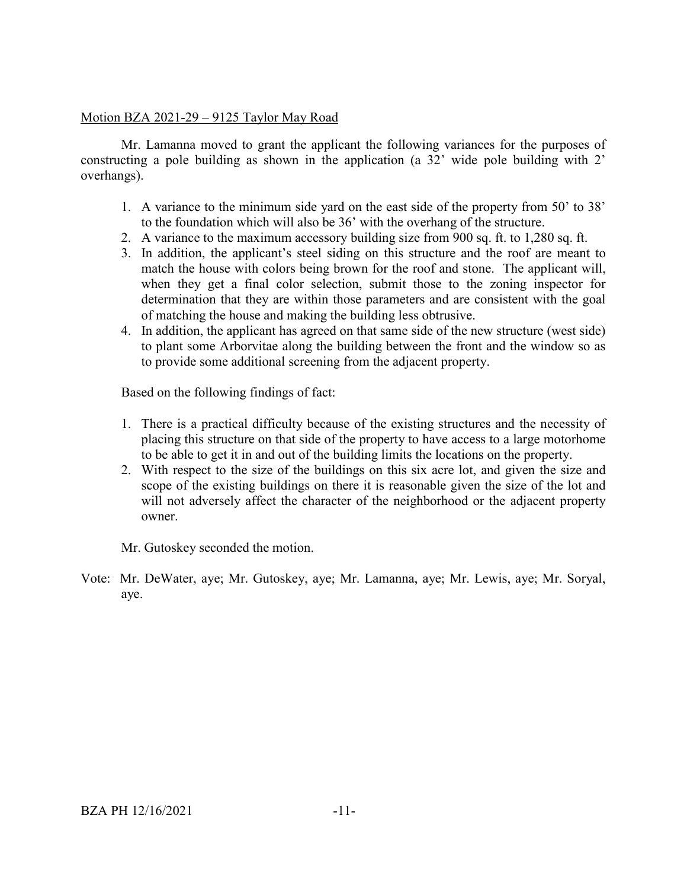Motion BZA 2021-29 – 9125 Taylor May Road

Mr. Lamanna moved to grant the applicant the following variances for the purposes of constructing a pole building as shown in the application (a 32' wide pole building with 2' overhangs).

1. A variance to the minimum side yard on the east side of the property from 50' to 38' to the foundation which will also be 36' with the overhang of the structure.
2. A variance to the maximum accessory building size from 900 sq. ft. to 1,280 sq. ft.
3. In addition, the applicant's steel siding on this structure and the roof are meant to match the house with colors being brown for the roof and stone. The applicant will, when they get a final color selection, submit those to the zoning inspector for determination that they are within those parameters and are consistent with the goal of matching the house and making the building less obtrusive.
4. In addition, the applicant has agreed on that same side of the new structure (west side) to plant some Arborvitae along the building between the front and the window so as to provide some additional screening from the adjacent property.

Based on the following findings of fact:

1. There is a practical difficulty because of the existing structures and the necessity of placing this structure on that side of the property to have access to a large motorhome to be able to get it in and out of the building limits the locations on the property.
2. With respect to the size of the buildings on this six acre lot, and given the size and scope of the existing buildings on there it is reasonable given the size of the lot and will not adversely affect the character of the neighborhood or the adjacent property owner.

Mr. Gutoskey seconded the motion.

Vote: Mr. DeWater, aye; Mr. Gutoskey, aye; Mr. Lamanna, aye; Mr. Lewis, aye; Mr. Soryal, aye.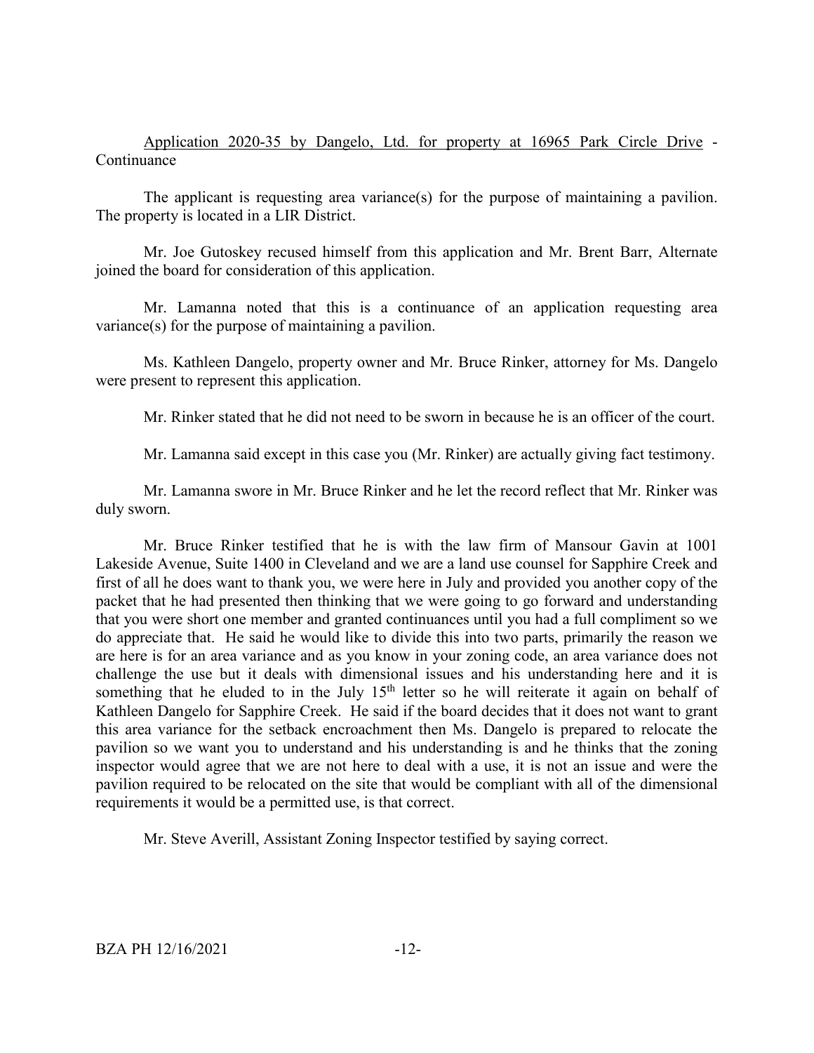Application 2020-35 by Dangelo, Ltd. for property at 16965 Park Circle Drive - Continuance

The applicant is requesting area variance(s) for the purpose of maintaining a pavilion. The property is located in a LIR District.

Mr. Joe Gutoskey recused himself from this application and Mr. Brent Barr, Alternate joined the board for consideration of this application.

Mr. Lamanna noted that this is a continuance of an application requesting area variance(s) for the purpose of maintaining a pavilion.

Ms. Kathleen Dangelo, property owner and Mr. Bruce Rinker, attorney for Ms. Dangelo were present to represent this application.

Mr. Rinker stated that he did not need to be sworn in because he is an officer of the court.

Mr. Lamanna said except in this case you (Mr. Rinker) are actually giving fact testimony.

Mr. Lamanna swore in Mr. Bruce Rinker and he let the record reflect that Mr. Rinker was duly sworn.

Mr. Bruce Rinker testified that he is with the law firm of Mansour Gavin at 1001 Lakeside Avenue, Suite 1400 in Cleveland and we are a land use counsel for Sapphire Creek and first of all he does want to thank you, we were here in July and provided you another copy of the packet that he had presented then thinking that we were going to go forward and understanding that you were short one member and granted continuances until you had a full compliment so we do appreciate that. He said he would like to divide this into two parts, primarily the reason we are here is for an area variance and as you know in your zoning code, an area variance does not challenge the use but it deals with dimensional issues and his understanding here and it is something that he eluded to in the July 15th letter so he will reiterate it again on behalf of Kathleen Dangelo for Sapphire Creek. He said if the board decides that it does not want to grant this area variance for the setback encroachment then Ms. Dangelo is prepared to relocate the pavilion so we want you to understand and his understanding is and he thinks that the zoning inspector would agree that we are not here to deal with a use, it is not an issue and were the pavilion required to be relocated on the site that would be compliant with all of the dimensional requirements it would be a permitted use, is that correct.

Mr. Steve Averill, Assistant Zoning Inspector testified by saying correct.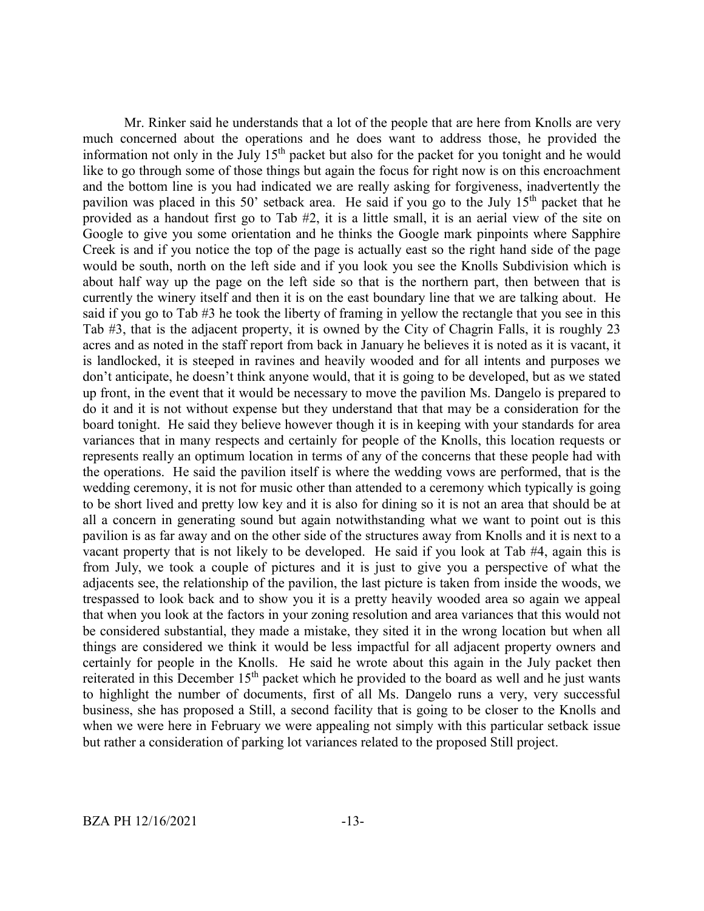Mr. Rinker said he understands that a lot of the people that are here from Knolls are very much concerned about the operations and he does want to address those, he provided the information not only in the July 15th packet but also for the packet for you tonight and he would like to go through some of those things but again the focus for right now is on this encroachment and the bottom line is you had indicated we are really asking for forgiveness, inadvertently the pavilion was placed in this 50' setback area. He said if you go to the July 15th packet that he provided as a handout first go to Tab #2, it is a little small, it is an aerial view of the site on Google to give you some orientation and he thinks the Google mark pinpoints where Sapphire Creek is and if you notice the top of the page is actually east so the right hand side of the page would be south, north on the left side and if you look you see the Knolls Subdivision which is about half way up the page on the left side so that is the northern part, then between that is currently the winery itself and then it is on the east boundary line that we are talking about. He said if you go to Tab #3 he took the liberty of framing in yellow the rectangle that you see in this Tab #3, that is the adjacent property, it is owned by the City of Chagrin Falls, it is roughly 23 acres and as noted in the staff report from back in January he believes it is noted as it is vacant, it is landlocked, it is steeped in ravines and heavily wooded and for all intents and purposes we don't anticipate, he doesn't think anyone would, that it is going to be developed, but as we stated up front, in the event that it would be necessary to move the pavilion Ms. Dangelo is prepared to do it and it is not without expense but they understand that that may be a consideration for the board tonight. He said they believe however though it is in keeping with your standards for area variances that in many respects and certainly for people of the Knolls, this location requests or represents really an optimum location in terms of any of the concerns that these people had with the operations. He said the pavilion itself is where the wedding vows are performed, that is the wedding ceremony, it is not for music other than attended to a ceremony which typically is going to be short lived and pretty low key and it is also for dining so it is not an area that should be at all a concern in generating sound but again notwithstanding what we want to point out is this pavilion is as far away and on the other side of the structures away from Knolls and it is next to a vacant property that is not likely to be developed. He said if you look at Tab #4, again this is from July, we took a couple of pictures and it is just to give you a perspective of what the adjacents see, the relationship of the pavilion, the last picture is taken from inside the woods, we trespassed to look back and to show you it is a pretty heavily wooded area so again we appeal that when you look at the factors in your zoning resolution and area variances that this would not be considered substantial, they made a mistake, they sited it in the wrong location but when all things are considered we think it would be less impactful for all adjacent property owners and certainly for people in the Knolls. He said he wrote about this again in the July packet then reiterated in this December 15th packet which he provided to the board as well and he just wants to highlight the number of documents, first of all Ms. Dangelo runs a very, very successful business, she has proposed a Still, a second facility that is going to be closer to the Knolls and when we were here in February we were appealing not simply with this particular setback issue but rather a consideration of parking lot variances related to the proposed Still project.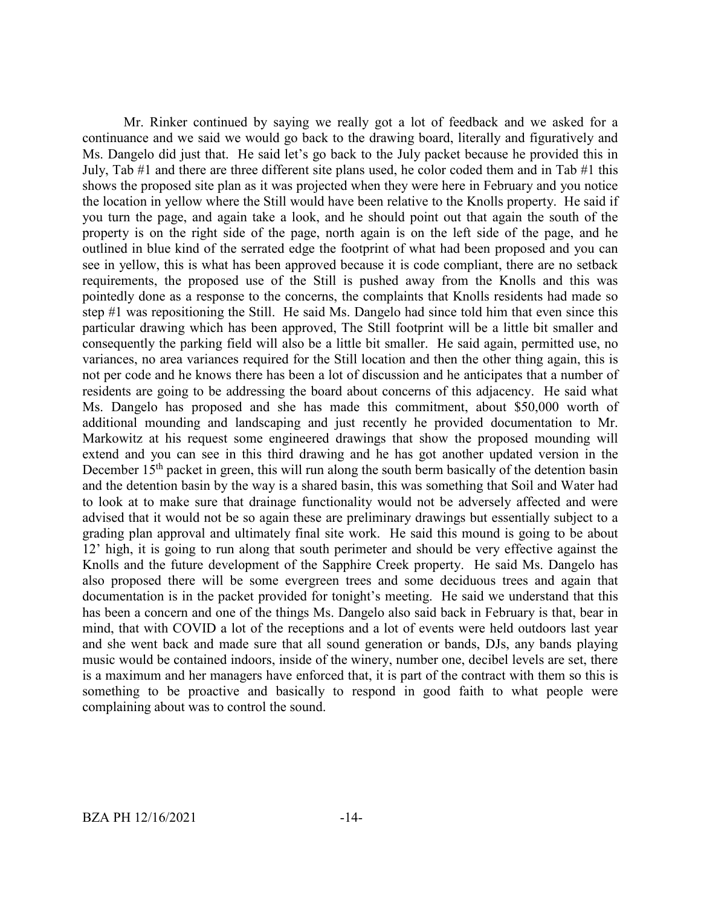Mr. Rinker continued by saying we really got a lot of feedback and we asked for a continuance and we said we would go back to the drawing board, literally and figuratively and Ms. Dangelo did just that. He said let's go back to the July packet because he provided this in July, Tab #1 and there are three different site plans used, he color coded them and in Tab #1 this shows the proposed site plan as it was projected when they were here in February and you notice the location in yellow where the Still would have been relative to the Knolls property. He said if you turn the page, and again take a look, and he should point out that again the south of the property is on the right side of the page, north again is on the left side of the page, and he outlined in blue kind of the serrated edge the footprint of what had been proposed and you can see in yellow, this is what has been approved because it is code compliant, there are no setback requirements, the proposed use of the Still is pushed away from the Knolls and this was pointedly done as a response to the concerns, the complaints that Knolls residents had made so step #1 was repositioning the Still. He said Ms. Dangelo had since told him that even since this particular drawing which has been approved, The Still footprint will be a little bit smaller and consequently the parking field will also be a little bit smaller. He said again, permitted use, no variances, no area variances required for the Still location and then the other thing again, this is not per code and he knows there has been a lot of discussion and he anticipates that a number of residents are going to be addressing the board about concerns of this adjacency. He said what Ms. Dangelo has proposed and she has made this commitment, about $50,000 worth of additional mounding and landscaping and just recently he provided documentation to Mr. Markowitz at his request some engineered drawings that show the proposed mounding will extend and you can see in this third drawing and he has got another updated version in the December 15th packet in green, this will run along the south berm basically of the detention basin and the detention basin by the way is a shared basin, this was something that Soil and Water had to look at to make sure that drainage functionality would not be adversely affected and were advised that it would not be so again these are preliminary drawings but essentially subject to a grading plan approval and ultimately final site work. He said this mound is going to be about 12' high, it is going to run along that south perimeter and should be very effective against the Knolls and the future development of the Sapphire Creek property. He said Ms. Dangelo has also proposed there will be some evergreen trees and some deciduous trees and again that documentation is in the packet provided for tonight's meeting. He said we understand that this has been a concern and one of the things Ms. Dangelo also said back in February is that, bear in mind, that with COVID a lot of the receptions and a lot of events were held outdoors last year and she went back and made sure that all sound generation or bands, DJs, any bands playing music would be contained indoors, inside of the winery, number one, decibel levels are set, there is a maximum and her managers have enforced that, it is part of the contract with them so this is something to be proactive and basically to respond in good faith to what people were complaining about was to control the sound.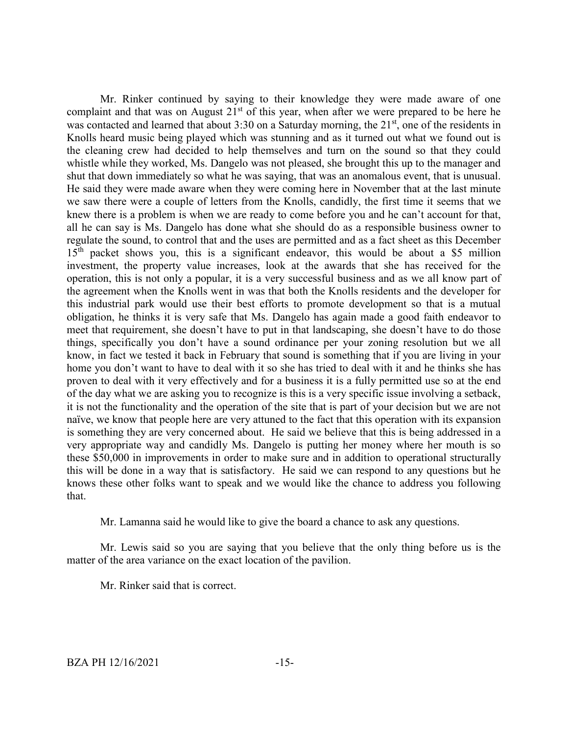Mr. Rinker continued by saying to their knowledge they were made aware of one complaint and that was on August 21st of this year, when after we were prepared to be here he was contacted and learned that about 3:30 on a Saturday morning, the 21st, one of the residents in Knolls heard music being played which was stunning and as it turned out what we found out is the cleaning crew had decided to help themselves and turn on the sound so that they could whistle while they worked, Ms. Dangelo was not pleased, she brought this up to the manager and shut that down immediately so what he was saying, that was an anomalous event, that is unusual. He said they were made aware when they were coming here in November that at the last minute we saw there were a couple of letters from the Knolls, candidly, the first time it seems that we knew there is a problem is when we are ready to come before you and he can't account for that, all he can say is Ms. Dangelo has done what she should do as a responsible business owner to regulate the sound, to control that and the uses are permitted and as a fact sheet as this December 15th packet shows you, this is a significant endeavor, this would be about a $5 million investment, the property value increases, look at the awards that she has received for the operation, this is not only a popular, it is a very successful business and as we all know part of the agreement when the Knolls went in was that both the Knolls residents and the developer for this industrial park would use their best efforts to promote development so that is a mutual obligation, he thinks it is very safe that Ms. Dangelo has again made a good faith endeavor to meet that requirement, she doesn't have to put in that landscaping, she doesn't have to do those things, specifically you don't have a sound ordinance per your zoning resolution but we all know, in fact we tested it back in February that sound is something that if you are living in your home you don't want to have to deal with it so she has tried to deal with it and he thinks she has proven to deal with it very effectively and for a business it is a fully permitted use so at the end of the day what we are asking you to recognize is this is a very specific issue involving a setback, it is not the functionality and the operation of the site that is part of your decision but we are not naïve, we know that people here are very attuned to the fact that this operation with its expansion is something they are very concerned about. He said we believe that this is being addressed in a very appropriate way and candidly Ms. Dangelo is putting her money where her mouth is so these $50,000 in improvements in order to make sure and in addition to operational structurally this will be done in a way that is satisfactory. He said we can respond to any questions but he knows these other folks want to speak and we would like the chance to address you following that.

Mr. Lamanna said he would like to give the board a chance to ask any questions.

Mr. Lewis said so you are saying that you believe that the only thing before us is the matter of the area variance on the exact location of the pavilion.

Mr. Rinker said that is correct.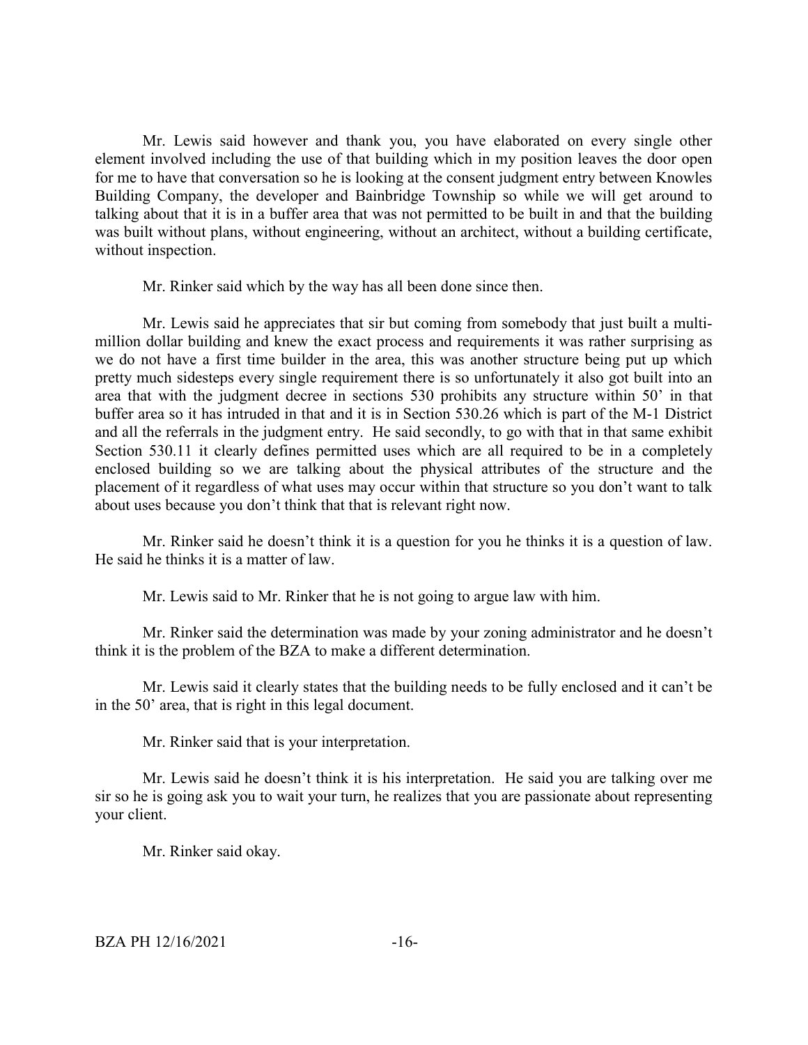Mr. Lewis said however and thank you, you have elaborated on every single other element involved including the use of that building which in my position leaves the door open for me to have that conversation so he is looking at the consent judgment entry between Knowles Building Company, the developer and Bainbridge Township so while we will get around to talking about that it is in a buffer area that was not permitted to be built in and that the building was built without plans, without engineering, without an architect, without a building certificate, without inspection.

Mr. Rinker said which by the way has all been done since then.

Mr. Lewis said he appreciates that sir but coming from somebody that just built a multi-million dollar building and knew the exact process and requirements it was rather surprising as we do not have a first time builder in the area, this was another structure being put up which pretty much sidesteps every single requirement there is so unfortunately it also got built into an area that with the judgment decree in sections 530 prohibits any structure within 50' in that buffer area so it has intruded in that and it is in Section 530.26 which is part of the M-1 District and all the referrals in the judgment entry. He said secondly, to go with that in that same exhibit Section 530.11 it clearly defines permitted uses which are all required to be in a completely enclosed building so we are talking about the physical attributes of the structure and the placement of it regardless of what uses may occur within that structure so you don't want to talk about uses because you don't think that that is relevant right now.

Mr. Rinker said he doesn't think it is a question for you he thinks it is a question of law. He said he thinks it is a matter of law.

Mr. Lewis said to Mr. Rinker that he is not going to argue law with him.

Mr. Rinker said the determination was made by your zoning administrator and he doesn't think it is the problem of the BZA to make a different determination.

Mr. Lewis said it clearly states that the building needs to be fully enclosed and it can't be in the 50' area, that is right in this legal document.

Mr. Rinker said that is your interpretation.

Mr. Lewis said he doesn't think it is his interpretation. He said you are talking over me sir so he is going ask you to wait your turn, he realizes that you are passionate about representing your client.

Mr. Rinker said okay.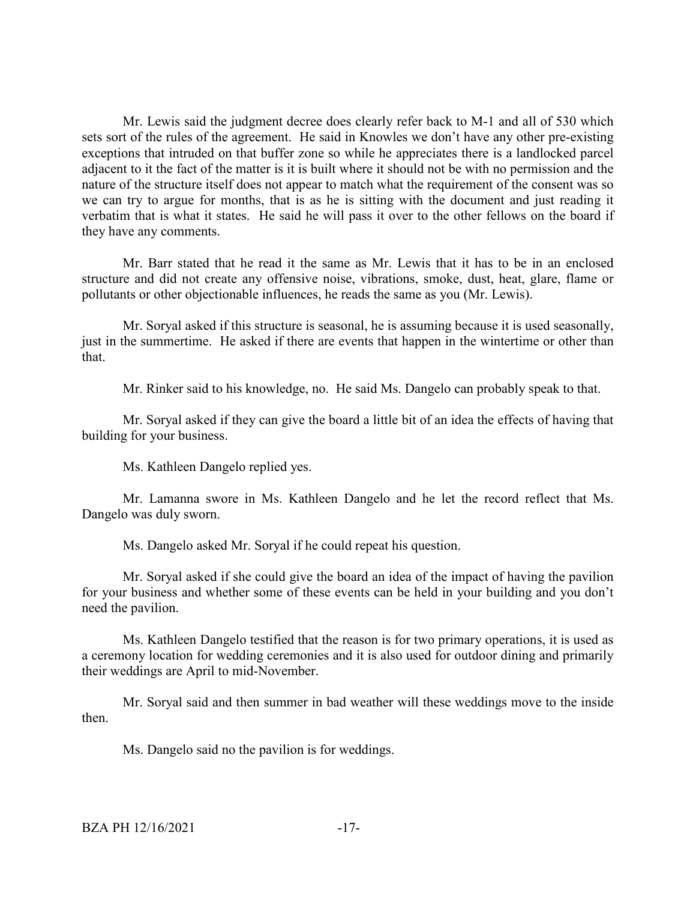Mr. Lewis said the judgment decree does clearly refer back to M-1 and all of 530 which sets sort of the rules of the agreement. He said in Knowles we don't have any other pre-existing exceptions that intruded on that buffer zone so while he appreciates there is a landlocked parcel adjacent to it the fact of the matter is it is built where it should not be with no permission and the nature of the structure itself does not appear to match what the requirement of the consent was so we can try to argue for months, that is as he is sitting with the document and just reading it verbatim that is what it states. He said he will pass it over to the other fellows on the board if they have any comments.

Mr. Barr stated that he read it the same as Mr. Lewis that it has to be in an enclosed structure and did not create any offensive noise, vibrations, smoke, dust, heat, glare, flame or pollutants or other objectionable influences, he reads the same as you (Mr. Lewis).

Mr. Soryal asked if this structure is seasonal, he is assuming because it is used seasonally, just in the summertime. He asked if there are events that happen in the wintertime or other than that.

Mr. Rinker said to his knowledge, no. He said Ms. Dangelo can probably speak to that.

Mr. Soryal asked if they can give the board a little bit of an idea the effects of having that building for your business.

Ms. Kathleen Dangelo replied yes.

Mr. Lamanna swore in Ms. Kathleen Dangelo and he let the record reflect that Ms. Dangelo was duly sworn.

Ms. Dangelo asked Mr. Soryal if he could repeat his question.

Mr. Soryal asked if she could give the board an idea of the impact of having the pavilion for your business and whether some of these events can be held in your building and you don't need the pavilion.

Ms. Kathleen Dangelo testified that the reason is for two primary operations, it is used as a ceremony location for wedding ceremonies and it is also used for outdoor dining and primarily their weddings are April to mid-November.

Mr. Soryal said and then summer in bad weather will these weddings move to the inside then.

Ms. Dangelo said no the pavilion is for weddings.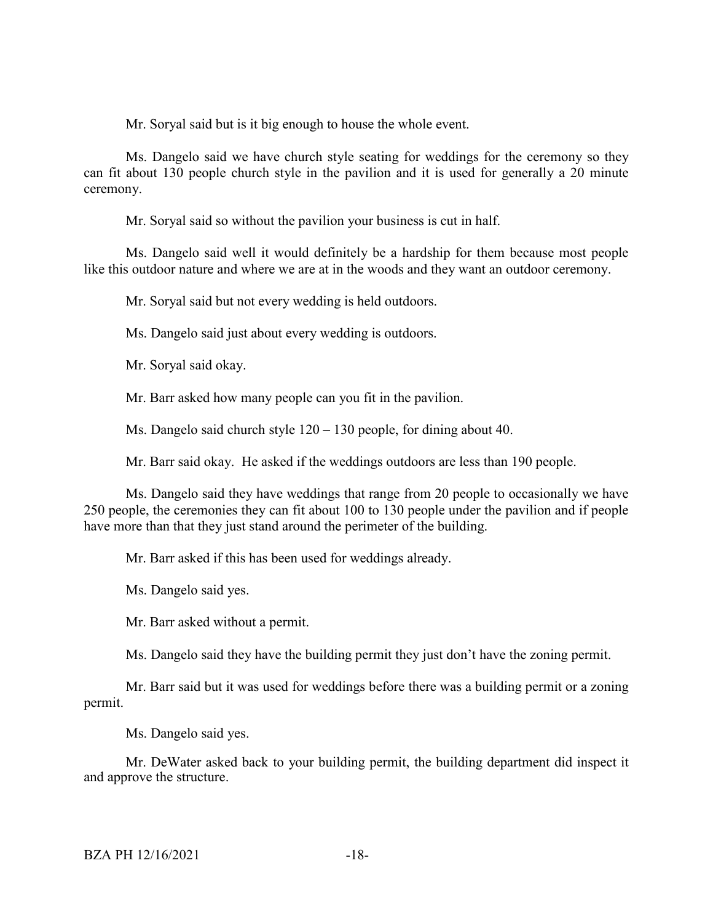Mr. Soryal said but is it big enough to house the whole event.

Ms. Dangelo said we have church style seating for weddings for the ceremony so they can fit about 130 people church style in the pavilion and it is used for generally a 20 minute ceremony.

Mr. Soryal said so without the pavilion your business is cut in half.

Ms. Dangelo said well it would definitely be a hardship for them because most people like this outdoor nature and where we are at in the woods and they want an outdoor ceremony.

Mr. Soryal said but not every wedding is held outdoors.

Ms. Dangelo said just about every wedding is outdoors.

Mr. Soryal said okay.

Mr. Barr asked how many people can you fit in the pavilion.

Ms. Dangelo said church style 120 – 130 people, for dining about 40.

Mr. Barr said okay. He asked if the weddings outdoors are less than 190 people.

Ms. Dangelo said they have weddings that range from 20 people to occasionally we have 250 people, the ceremonies they can fit about 100 to 130 people under the pavilion and if people have more than that they just stand around the perimeter of the building.

Mr. Barr asked if this has been used for weddings already.

Ms. Dangelo said yes.

Mr. Barr asked without a permit.

Ms. Dangelo said they have the building permit they just don't have the zoning permit.

Mr. Barr said but it was used for weddings before there was a building permit or a zoning permit.

Ms. Dangelo said yes.

Mr. DeWater asked back to your building permit, the building department did inspect it and approve the structure.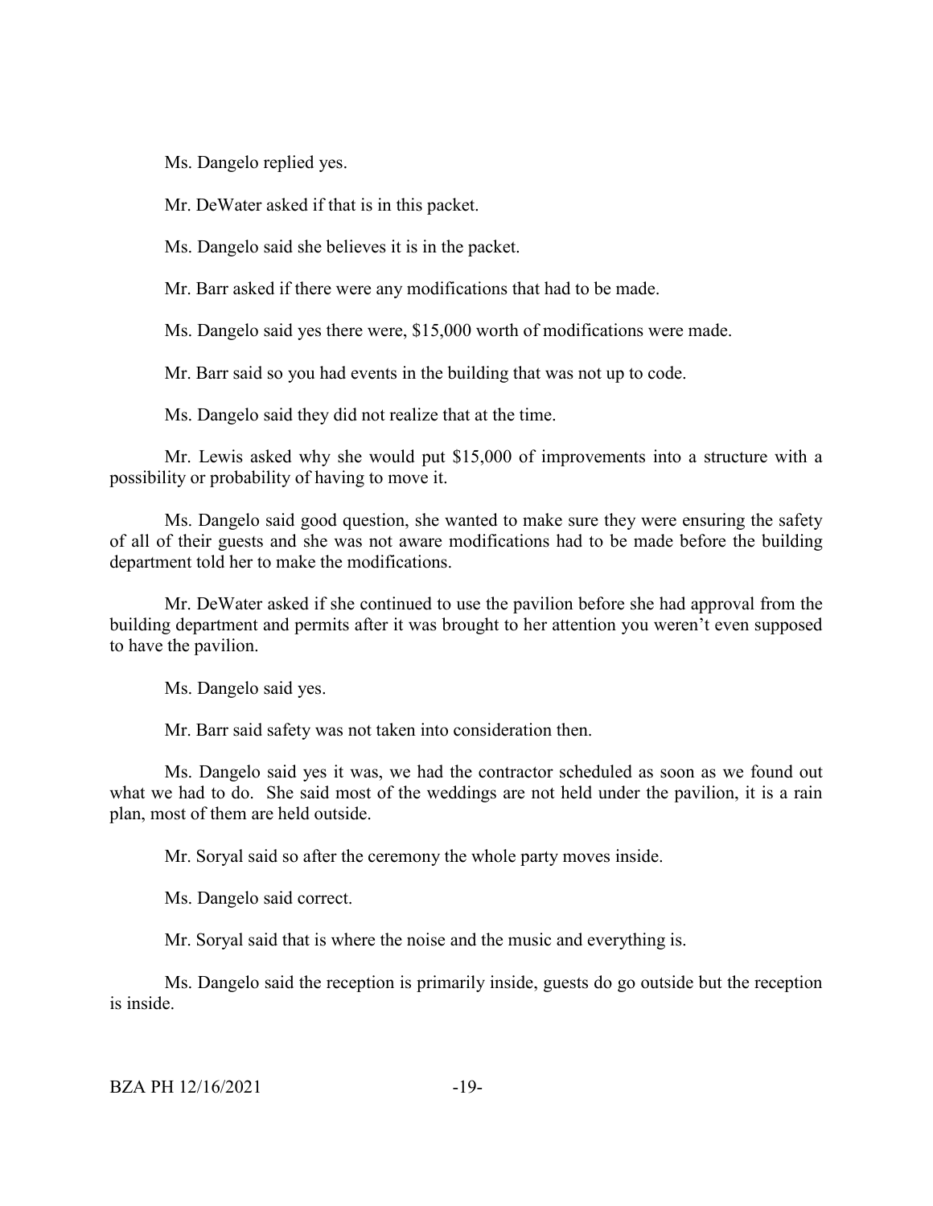Ms. Dangelo replied yes.

Mr. DeWater asked if that is in this packet.

Ms. Dangelo said she believes it is in the packet.

Mr. Barr asked if there were any modifications that had to be made.

Ms. Dangelo said yes there were, $15,000 worth of modifications were made.

Mr. Barr said so you had events in the building that was not up to code.

Ms. Dangelo said they did not realize that at the time.

Mr. Lewis asked why she would put $15,000 of improvements into a structure with a possibility or probability of having to move it.

Ms. Dangelo said good question, she wanted to make sure they were ensuring the safety of all of their guests and she was not aware modifications had to be made before the building department told her to make the modifications.

Mr. DeWater asked if she continued to use the pavilion before she had approval from the building department and permits after it was brought to her attention you weren't even supposed to have the pavilion.

Ms. Dangelo said yes.

Mr. Barr said safety was not taken into consideration then.

Ms. Dangelo said yes it was, we had the contractor scheduled as soon as we found out what we had to do. She said most of the weddings are not held under the pavilion, it is a rain plan, most of them are held outside.

Mr. Soryal said so after the ceremony the whole party moves inside.

Ms. Dangelo said correct.

Mr. Soryal said that is where the noise and the music and everything is.

Ms. Dangelo said the reception is primarily inside, guests do go outside but the reception is inside.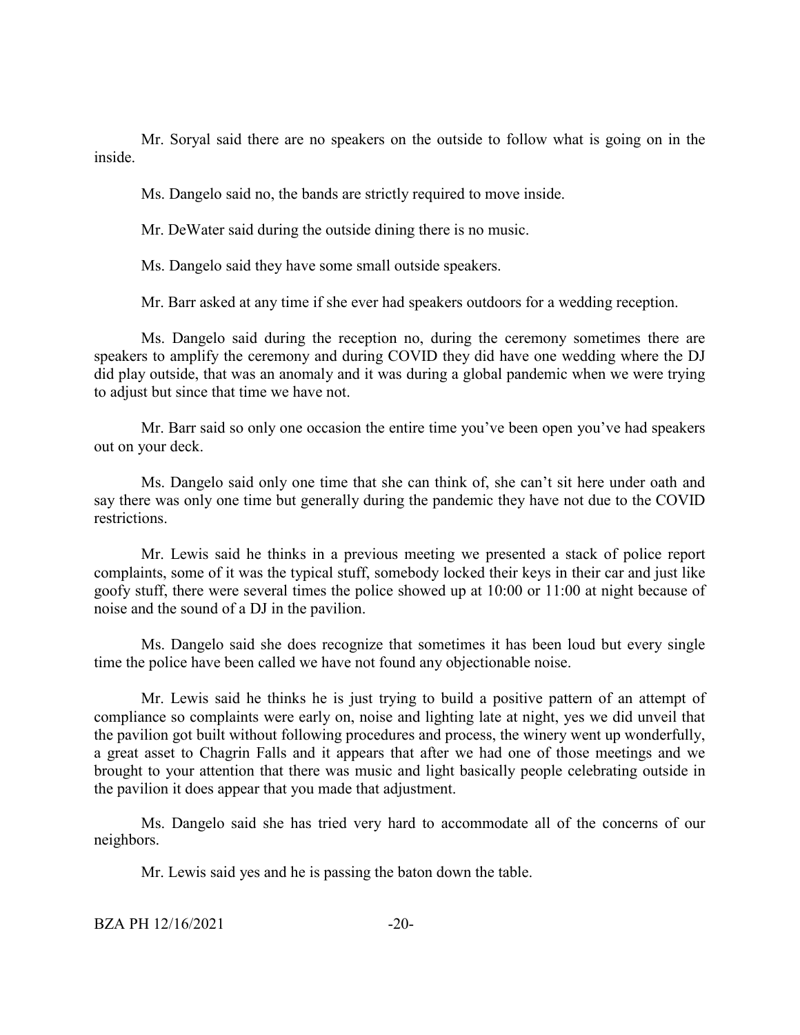Mr. Soryal said there are no speakers on the outside to follow what is going on in the inside.

Ms. Dangelo said no, the bands are strictly required to move inside.

Mr. DeWater said during the outside dining there is no music.

Ms. Dangelo said they have some small outside speakers.

Mr. Barr asked at any time if she ever had speakers outdoors for a wedding reception.

Ms. Dangelo said during the reception no, during the ceremony sometimes there are speakers to amplify the ceremony and during COVID they did have one wedding where the DJ did play outside, that was an anomaly and it was during a global pandemic when we were trying to adjust but since that time we have not.

Mr. Barr said so only one occasion the entire time you've been open you've had speakers out on your deck.

Ms. Dangelo said only one time that she can think of, she can't sit here under oath and say there was only one time but generally during the pandemic they have not due to the COVID restrictions.

Mr. Lewis said he thinks in a previous meeting we presented a stack of police report complaints, some of it was the typical stuff, somebody locked their keys in their car and just like goofy stuff, there were several times the police showed up at 10:00 or 11:00 at night because of noise and the sound of a DJ in the pavilion.

Ms. Dangelo said she does recognize that sometimes it has been loud but every single time the police have been called we have not found any objectionable noise.

Mr. Lewis said he thinks he is just trying to build a positive pattern of an attempt of compliance so complaints were early on, noise and lighting late at night, yes we did unveil that the pavilion got built without following procedures and process, the winery went up wonderfully, a great asset to Chagrin Falls and it appears that after we had one of those meetings and we brought to your attention that there was music and light basically people celebrating outside in the pavilion it does appear that you made that adjustment.

Ms. Dangelo said she has tried very hard to accommodate all of the concerns of our neighbors.

Mr. Lewis said yes and he is passing the baton down the table.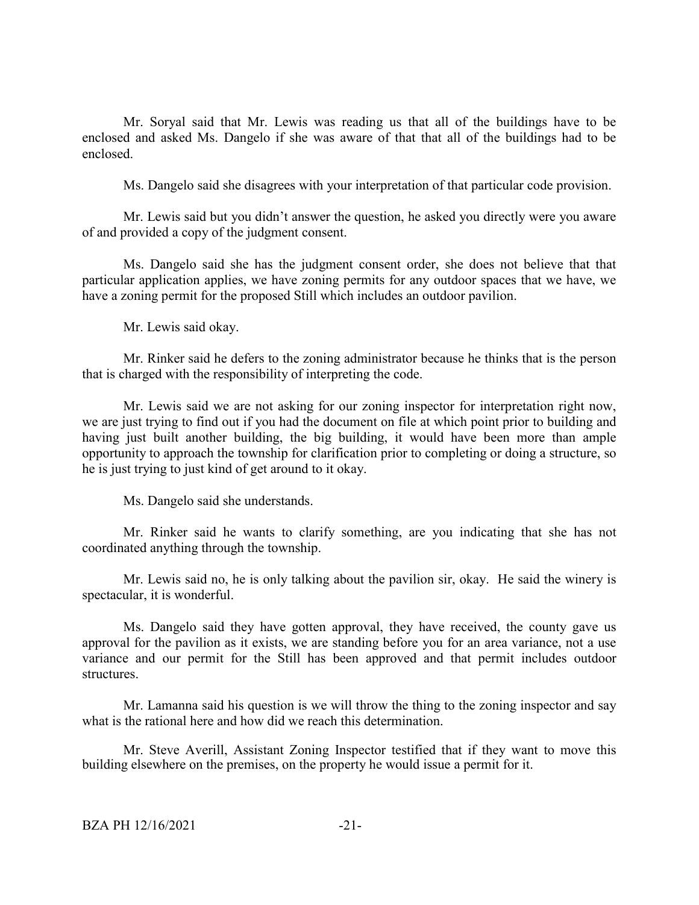Mr. Soryal said that Mr. Lewis was reading us that all of the buildings have to be enclosed and asked Ms. Dangelo if she was aware of that that all of the buildings had to be enclosed.

Ms. Dangelo said she disagrees with your interpretation of that particular code provision.

Mr. Lewis said but you didn't answer the question, he asked you directly were you aware of and provided a copy of the judgment consent.

Ms. Dangelo said she has the judgment consent order, she does not believe that that particular application applies, we have zoning permits for any outdoor spaces that we have, we have a zoning permit for the proposed Still which includes an outdoor pavilion.

Mr. Lewis said okay.

Mr. Rinker said he defers to the zoning administrator because he thinks that is the person that is charged with the responsibility of interpreting the code.

Mr. Lewis said we are not asking for our zoning inspector for interpretation right now, we are just trying to find out if you had the document on file at which point prior to building and having just built another building, the big building, it would have been more than ample opportunity to approach the township for clarification prior to completing or doing a structure, so he is just trying to just kind of get around to it okay.

Ms. Dangelo said she understands.

Mr. Rinker said he wants to clarify something, are you indicating that she has not coordinated anything through the township.

Mr. Lewis said no, he is only talking about the pavilion sir, okay. He said the winery is spectacular, it is wonderful.

Ms. Dangelo said they have gotten approval, they have received, the county gave us approval for the pavilion as it exists, we are standing before you for an area variance, not a use variance and our permit for the Still has been approved and that permit includes outdoor structures.

Mr. Lamanna said his question is we will throw the thing to the zoning inspector and say what is the rational here and how did we reach this determination.

Mr. Steve Averill, Assistant Zoning Inspector testified that if they want to move this building elsewhere on the premises, on the property he would issue a permit for it.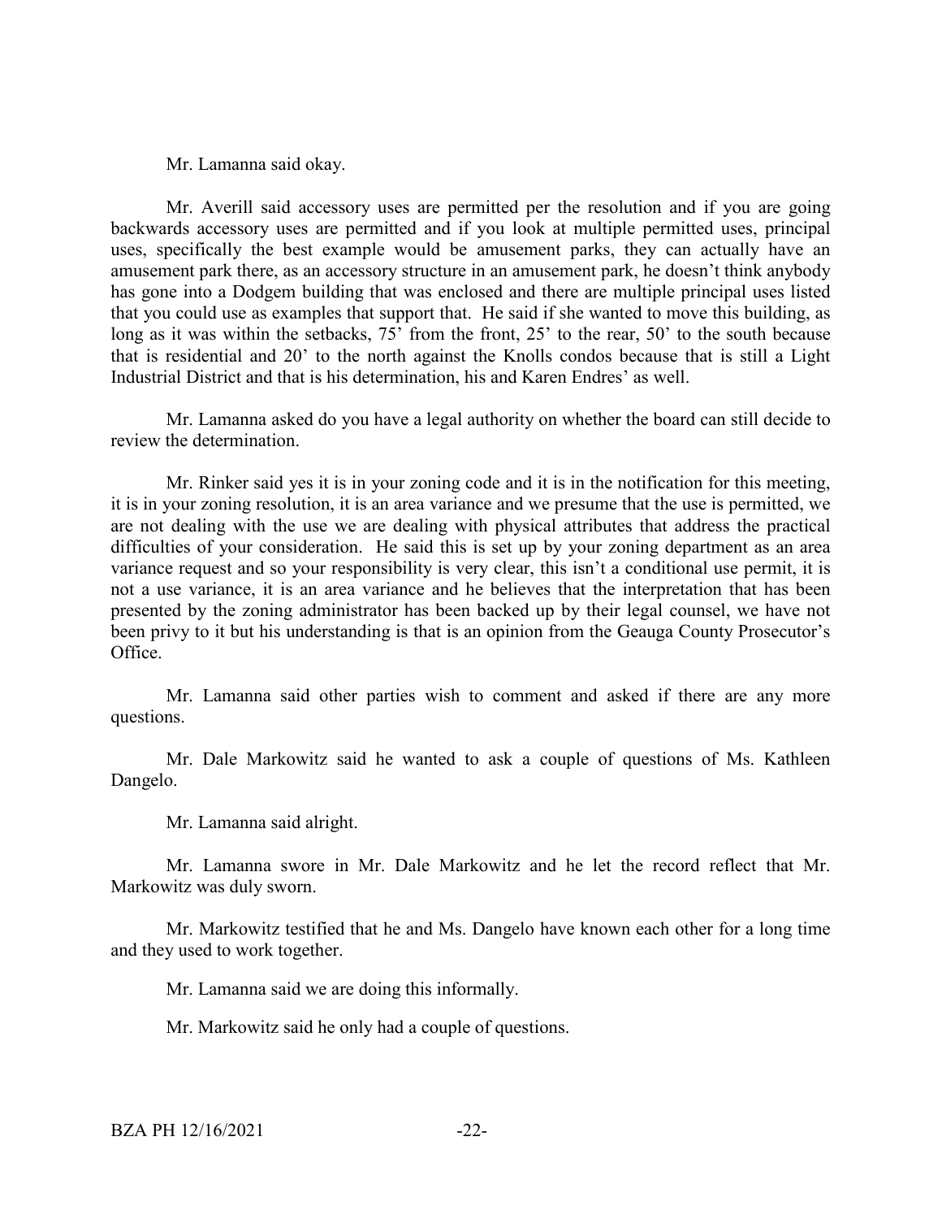Mr. Lamanna said okay.

Mr. Averill said accessory uses are permitted per the resolution and if you are going backwards accessory uses are permitted and if you look at multiple permitted uses, principal uses, specifically the best example would be amusement parks, they can actually have an amusement park there, as an accessory structure in an amusement park, he doesn't think anybody has gone into a Dodgem building that was enclosed and there are multiple principal uses listed that you could use as examples that support that. He said if she wanted to move this building, as long as it was within the setbacks, 75' from the front, 25' to the rear, 50' to the south because that is residential and 20' to the north against the Knolls condos because that is still a Light Industrial District and that is his determination, his and Karen Endres' as well.

Mr. Lamanna asked do you have a legal authority on whether the board can still decide to review the determination.

Mr. Rinker said yes it is in your zoning code and it is in the notification for this meeting, it is in your zoning resolution, it is an area variance and we presume that the use is permitted, we are not dealing with the use we are dealing with physical attributes that address the practical difficulties of your consideration. He said this is set up by your zoning department as an area variance request and so your responsibility is very clear, this isn't a conditional use permit, it is not a use variance, it is an area variance and he believes that the interpretation that has been presented by the zoning administrator has been backed up by their legal counsel, we have not been privy to it but his understanding is that is an opinion from the Geauga County Prosecutor's Office.

Mr. Lamanna said other parties wish to comment and asked if there are any more questions.

Mr. Dale Markowitz said he wanted to ask a couple of questions of Ms. Kathleen Dangelo.

Mr. Lamanna said alright.

Mr. Lamanna swore in Mr. Dale Markowitz and he let the record reflect that Mr. Markowitz was duly sworn.

Mr. Markowitz testified that he and Ms. Dangelo have known each other for a long time and they used to work together.

Mr. Lamanna said we are doing this informally.

Mr. Markowitz said he only had a couple of questions.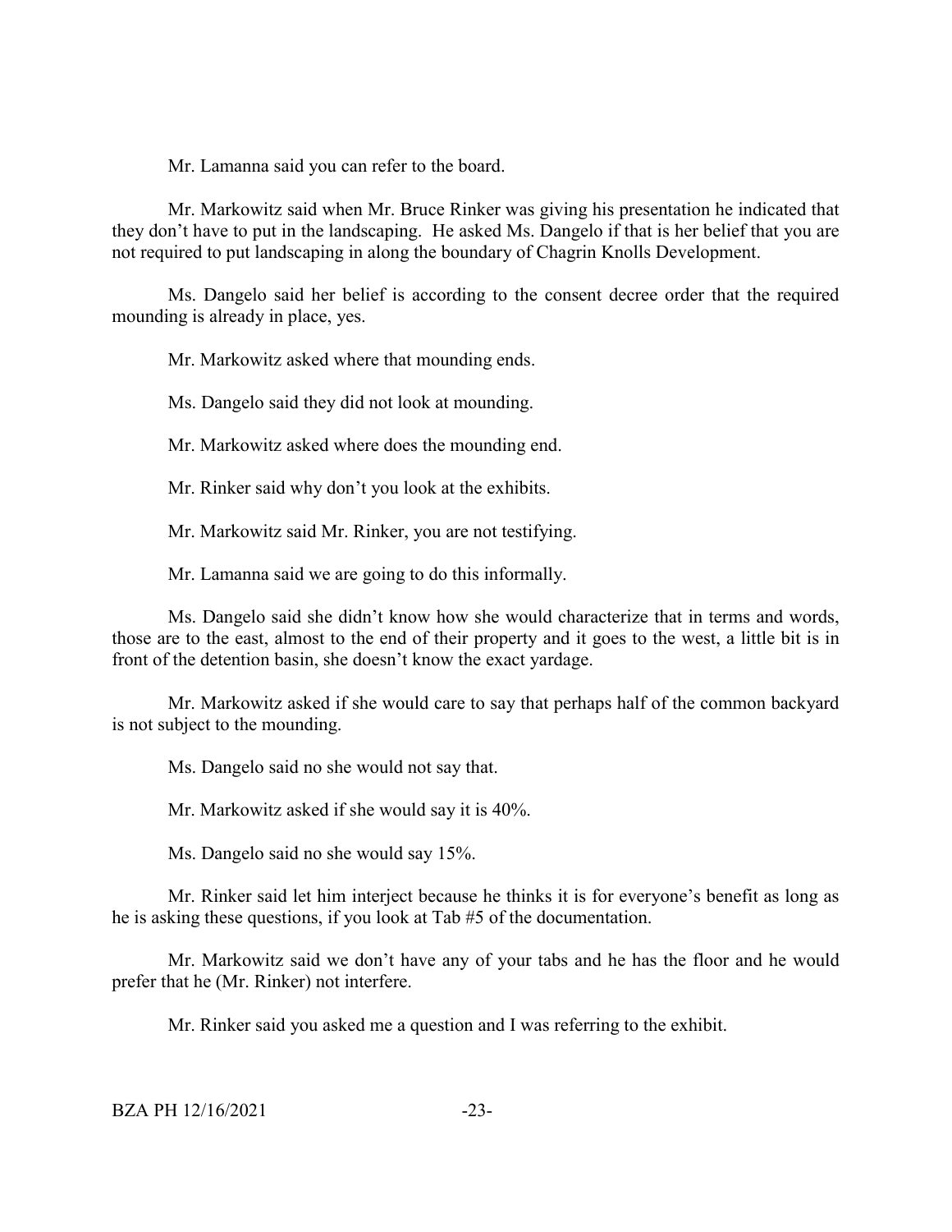Mr. Lamanna said you can refer to the board.

Mr. Markowitz said when Mr. Bruce Rinker was giving his presentation he indicated that they don't have to put in the landscaping. He asked Ms. Dangelo if that is her belief that you are not required to put landscaping in along the boundary of Chagrin Knolls Development.

Ms. Dangelo said her belief is according to the consent decree order that the required mounding is already in place, yes.

Mr. Markowitz asked where that mounding ends.

Ms. Dangelo said they did not look at mounding.

Mr. Markowitz asked where does the mounding end.

Mr. Rinker said why don't you look at the exhibits.

Mr. Markowitz said Mr. Rinker, you are not testifying.

Mr. Lamanna said we are going to do this informally.

Ms. Dangelo said she didn't know how she would characterize that in terms and words, those are to the east, almost to the end of their property and it goes to the west, a little bit is in front of the detention basin, she doesn't know the exact yardage.

Mr. Markowitz asked if she would care to say that perhaps half of the common backyard is not subject to the mounding.

Ms. Dangelo said no she would not say that.

Mr. Markowitz asked if she would say it is 40%.

Ms. Dangelo said no she would say 15%.

Mr. Rinker said let him interject because he thinks it is for everyone's benefit as long as he is asking these questions, if you look at Tab #5 of the documentation.

Mr. Markowitz said we don't have any of your tabs and he has the floor and he would prefer that he (Mr. Rinker) not interfere.

Mr. Rinker said you asked me a question and I was referring to the exhibit.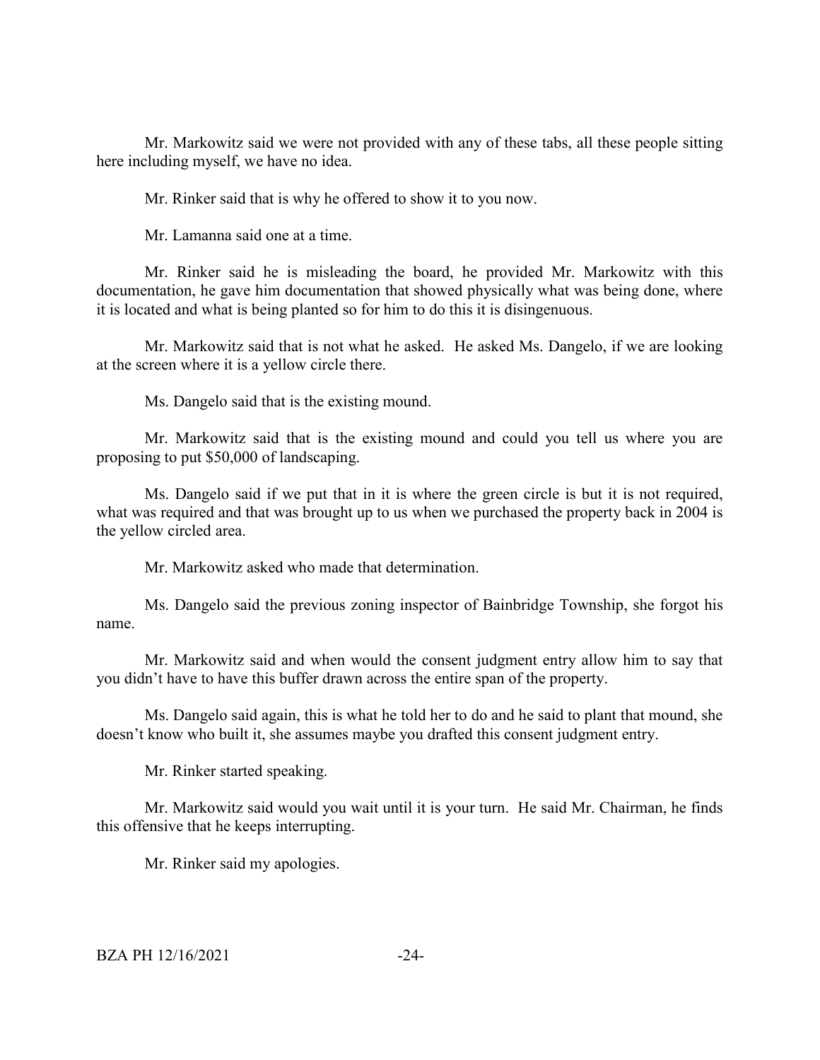Mr. Markowitz said we were not provided with any of these tabs, all these people sitting here including myself, we have no idea.

Mr. Rinker said that is why he offered to show it to you now.

Mr. Lamanna said one at a time.

Mr. Rinker said he is misleading the board, he provided Mr. Markowitz with this documentation, he gave him documentation that showed physically what was being done, where it is located and what is being planted so for him to do this it is disingenuous.

Mr. Markowitz said that is not what he asked. He asked Ms. Dangelo, if we are looking at the screen where it is a yellow circle there.

Ms. Dangelo said that is the existing mound.

Mr. Markowitz said that is the existing mound and could you tell us where you are proposing to put $50,000 of landscaping.

Ms. Dangelo said if we put that in it is where the green circle is but it is not required, what was required and that was brought up to us when we purchased the property back in 2004 is the yellow circled area.

Mr. Markowitz asked who made that determination.

Ms. Dangelo said the previous zoning inspector of Bainbridge Township, she forgot his name.

Mr. Markowitz said and when would the consent judgment entry allow him to say that you didn't have to have this buffer drawn across the entire span of the property.

Ms. Dangelo said again, this is what he told her to do and he said to plant that mound, she doesn't know who built it, she assumes maybe you drafted this consent judgment entry.

Mr. Rinker started speaking.

Mr. Markowitz said would you wait until it is your turn. He said Mr. Chairman, he finds this offensive that he keeps interrupting.

Mr. Rinker said my apologies.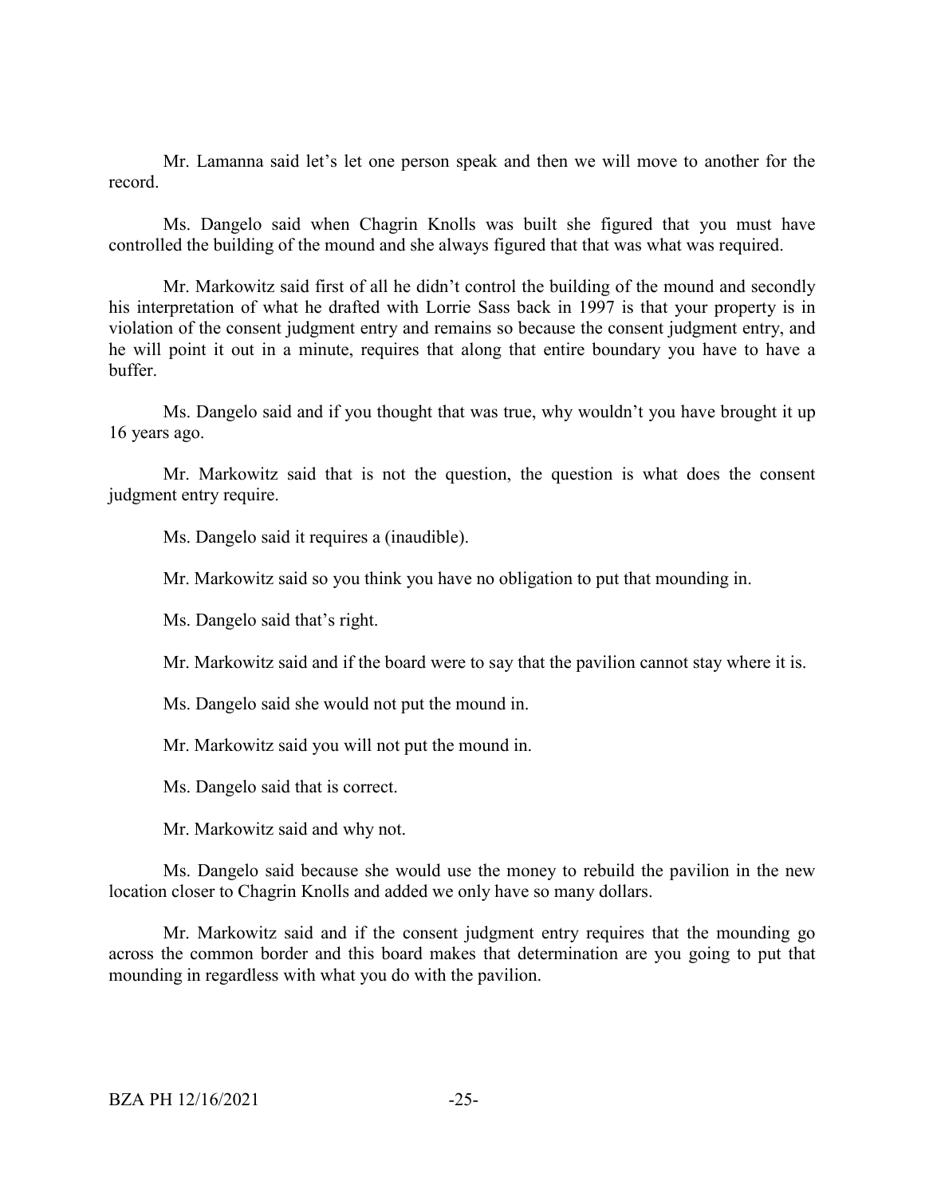Mr. Lamanna said let's let one person speak and then we will move to another for the record.

Ms. Dangelo said when Chagrin Knolls was built she figured that you must have controlled the building of the mound and she always figured that that was what was required.

Mr. Markowitz said first of all he didn't control the building of the mound and secondly his interpretation of what he drafted with Lorrie Sass back in 1997 is that your property is in violation of the consent judgment entry and remains so because the consent judgment entry, and he will point it out in a minute, requires that along that entire boundary you have to have a buffer.

Ms. Dangelo said and if you thought that was true, why wouldn't you have brought it up 16 years ago.

Mr. Markowitz said that is not the question, the question is what does the consent judgment entry require.

Ms. Dangelo said it requires a (inaudible).

Mr. Markowitz said so you think you have no obligation to put that mounding in.

Ms. Dangelo said that's right.

Mr. Markowitz said and if the board were to say that the pavilion cannot stay where it is.

Ms. Dangelo said she would not put the mound in.

Mr. Markowitz said you will not put the mound in.

Ms. Dangelo said that is correct.

Mr. Markowitz said and why not.

Ms. Dangelo said because she would use the money to rebuild the pavilion in the new location closer to Chagrin Knolls and added we only have so many dollars.

Mr. Markowitz said and if the consent judgment entry requires that the mounding go across the common border and this board makes that determination are you going to put that mounding in regardless with what you do with the pavilion.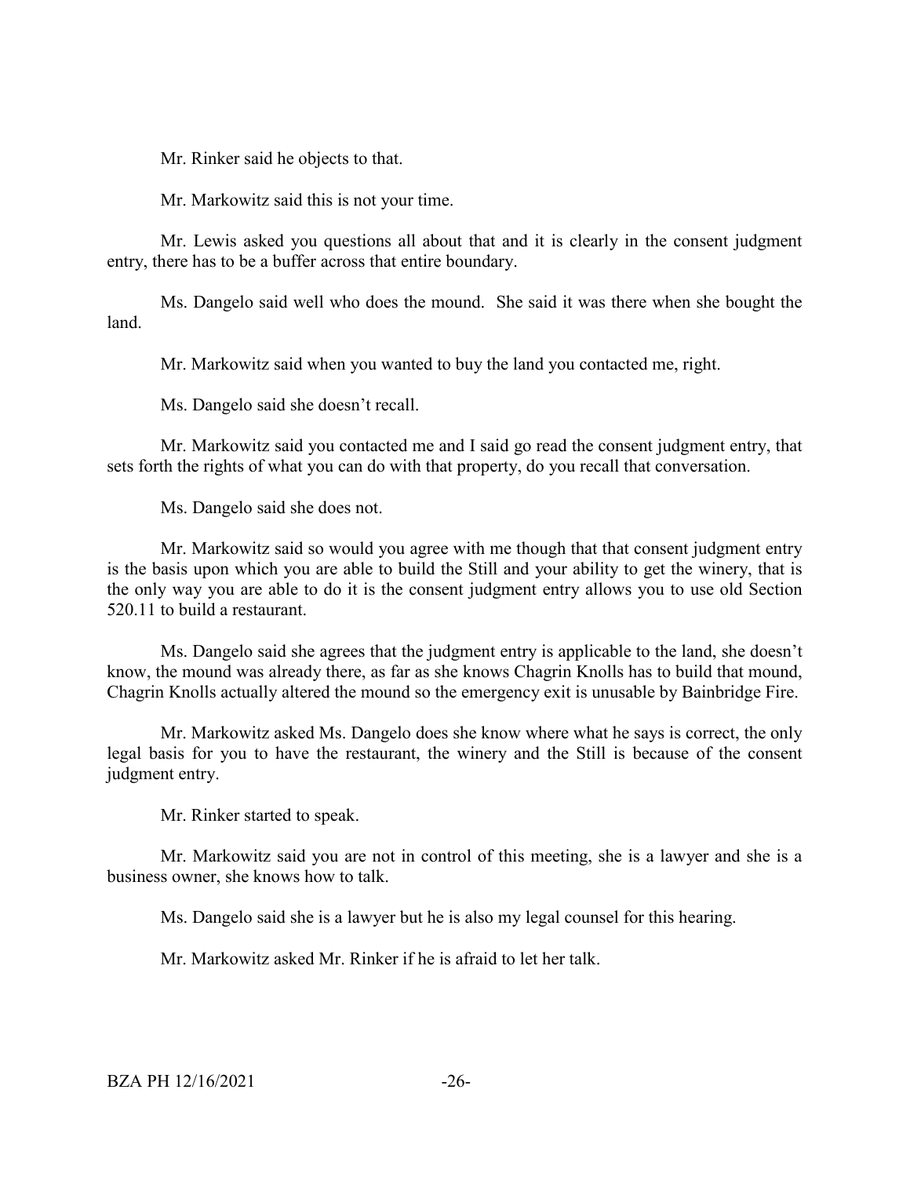Mr. Rinker said he objects to that.

Mr. Markowitz said this is not your time.

Mr. Lewis asked you questions all about that and it is clearly in the consent judgment entry, there has to be a buffer across that entire boundary.

Ms. Dangelo said well who does the mound. She said it was there when she bought the land.

Mr. Markowitz said when you wanted to buy the land you contacted me, right.

Ms. Dangelo said she doesn't recall.

Mr. Markowitz said you contacted me and I said go read the consent judgment entry, that sets forth the rights of what you can do with that property, do you recall that conversation.

Ms. Dangelo said she does not.

Mr. Markowitz said so would you agree with me though that that consent judgment entry is the basis upon which you are able to build the Still and your ability to get the winery, that is the only way you are able to do it is the consent judgment entry allows you to use old Section 520.11 to build a restaurant.

Ms. Dangelo said she agrees that the judgment entry is applicable to the land, she doesn't know, the mound was already there, as far as she knows Chagrin Knolls has to build that mound, Chagrin Knolls actually altered the mound so the emergency exit is unusable by Bainbridge Fire.

Mr. Markowitz asked Ms. Dangelo does she know where what he says is correct, the only legal basis for you to have the restaurant, the winery and the Still is because of the consent judgment entry.

Mr. Rinker started to speak.

Mr. Markowitz said you are not in control of this meeting, she is a lawyer and she is a business owner, she knows how to talk.

Ms. Dangelo said she is a lawyer but he is also my legal counsel for this hearing.

Mr. Markowitz asked Mr. Rinker if he is afraid to let her talk.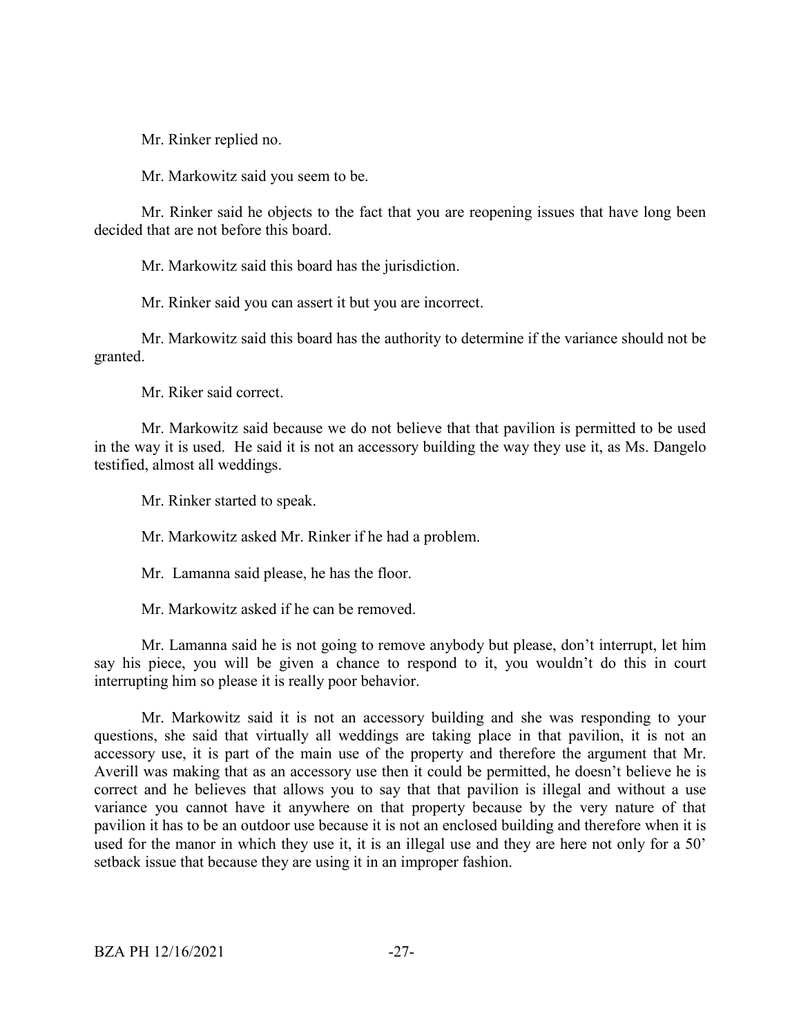Mr. Rinker replied no.

Mr. Markowitz said you seem to be.

Mr. Rinker said he objects to the fact that you are reopening issues that have long been decided that are not before this board.

Mr. Markowitz said this board has the jurisdiction.

Mr. Rinker said you can assert it but you are incorrect.

Mr. Markowitz said this board has the authority to determine if the variance should not be granted.

Mr. Riker said correct.

Mr. Markowitz said because we do not believe that that pavilion is permitted to be used in the way it is used. He said it is not an accessory building the way they use it, as Ms. Dangelo testified, almost all weddings.

Mr. Rinker started to speak.

Mr. Markowitz asked Mr. Rinker if he had a problem.

Mr. Lamanna said please, he has the floor.

Mr. Markowitz asked if he can be removed.

Mr. Lamanna said he is not going to remove anybody but please, don't interrupt, let him say his piece, you will be given a chance to respond to it, you wouldn't do this in court interrupting him so please it is really poor behavior.

Mr. Markowitz said it is not an accessory building and she was responding to your questions, she said that virtually all weddings are taking place in that pavilion, it is not an accessory use, it is part of the main use of the property and therefore the argument that Mr. Averill was making that as an accessory use then it could be permitted, he doesn't believe he is correct and he believes that allows you to say that that pavilion is illegal and without a use variance you cannot have it anywhere on that property because by the very nature of that pavilion it has to be an outdoor use because it is not an enclosed building and therefore when it is used for the manor in which they use it, it is an illegal use and they are here not only for a 50' setback issue that because they are using it in an improper fashion.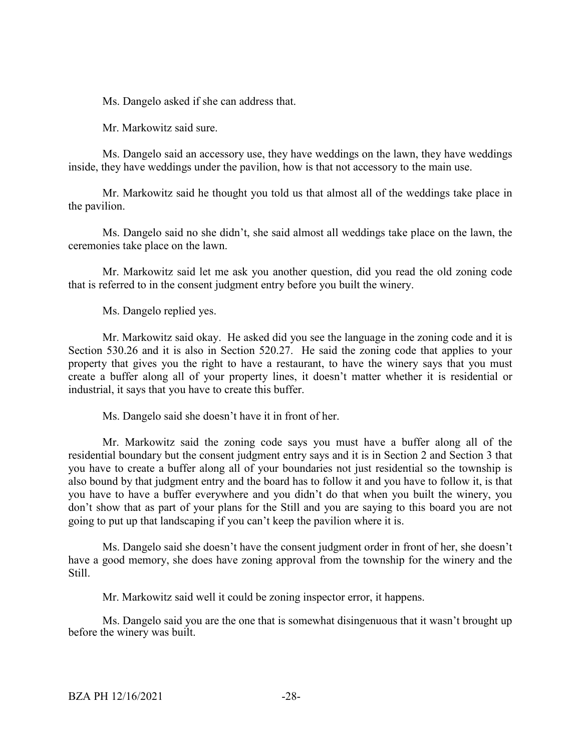Ms. Dangelo asked if she can address that.

Mr. Markowitz said sure.

Ms. Dangelo said an accessory use, they have weddings on the lawn, they have weddings inside, they have weddings under the pavilion, how is that not accessory to the main use.

Mr. Markowitz said he thought you told us that almost all of the weddings take place in the pavilion.

Ms. Dangelo said no she didn't, she said almost all weddings take place on the lawn, the ceremonies take place on the lawn.

Mr. Markowitz said let me ask you another question, did you read the old zoning code that is referred to in the consent judgment entry before you built the winery.

Ms. Dangelo replied yes.

Mr. Markowitz said okay. He asked did you see the language in the zoning code and it is Section 530.26 and it is also in Section 520.27. He said the zoning code that applies to your property that gives you the right to have a restaurant, to have the winery says that you must create a buffer along all of your property lines, it doesn't matter whether it is residential or industrial, it says that you have to create this buffer.

Ms. Dangelo said she doesn't have it in front of her.

Mr. Markowitz said the zoning code says you must have a buffer along all of the residential boundary but the consent judgment entry says and it is in Section 2 and Section 3 that you have to create a buffer along all of your boundaries not just residential so the township is also bound by that judgment entry and the board has to follow it and you have to follow it, is that you have to have a buffer everywhere and you didn't do that when you built the winery, you don't show that as part of your plans for the Still and you are saying to this board you are not going to put up that landscaping if you can't keep the pavilion where it is.

Ms. Dangelo said she doesn't have the consent judgment order in front of her, she doesn't have a good memory, she does have zoning approval from the township for the winery and the Still.

Mr. Markowitz said well it could be zoning inspector error, it happens.

Ms. Dangelo said you are the one that is somewhat disingenuous that it wasn't brought up before the winery was built.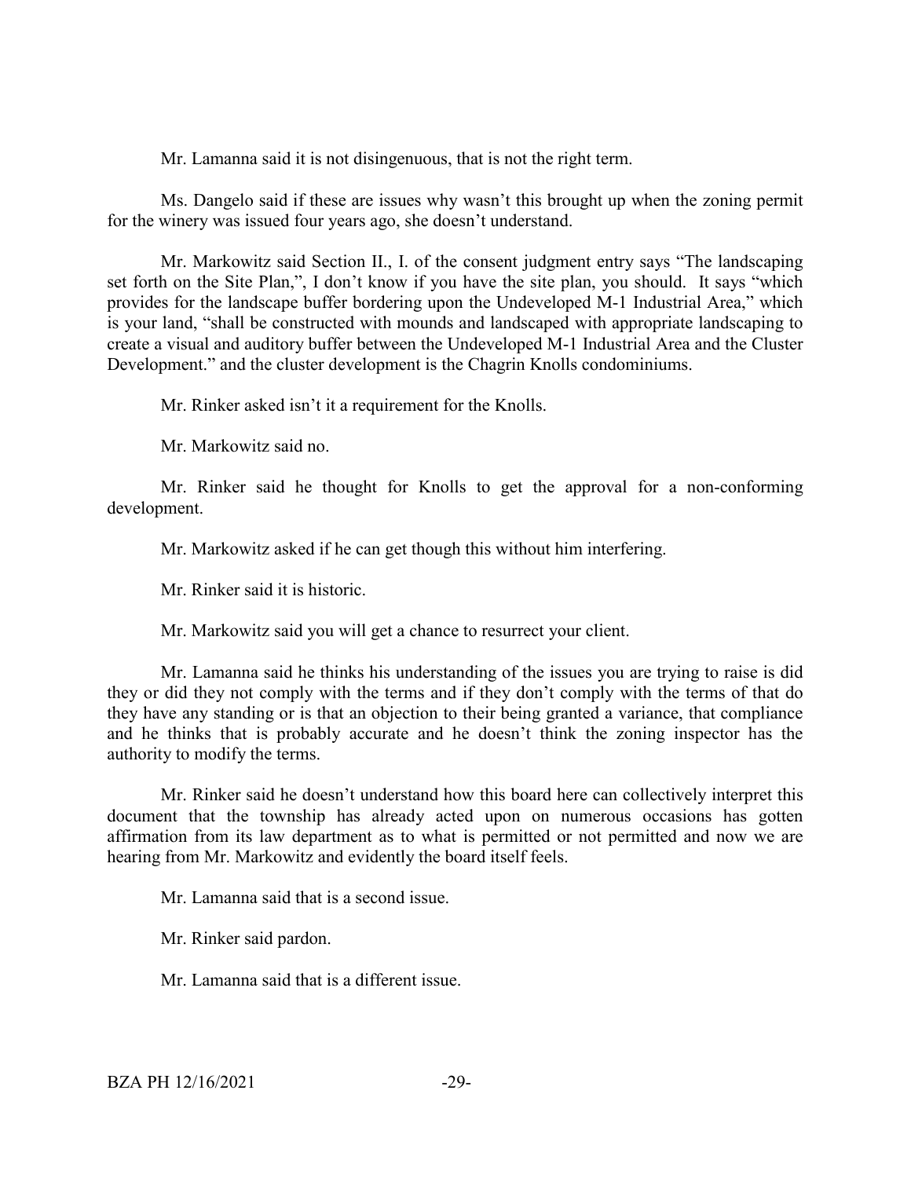Mr. Lamanna said it is not disingenuous, that is not the right term.

Ms. Dangelo said if these are issues why wasn't this brought up when the zoning permit for the winery was issued four years ago, she doesn't understand.

Mr. Markowitz said Section II., I. of the consent judgment entry says "The landscaping set forth on the Site Plan,", I don't know if you have the site plan, you should. It says "which provides for the landscape buffer bordering upon the Undeveloped M-1 Industrial Area," which is your land, "shall be constructed with mounds and landscaped with appropriate landscaping to create a visual and auditory buffer between the Undeveloped M-1 Industrial Area and the Cluster Development." and the cluster development is the Chagrin Knolls condominiums.

Mr. Rinker asked isn't it a requirement for the Knolls.

Mr. Markowitz said no.

Mr. Rinker said he thought for Knolls to get the approval for a non-conforming development.

Mr. Markowitz asked if he can get though this without him interfering.

Mr. Rinker said it is historic.

Mr. Markowitz said you will get a chance to resurrect your client.

Mr. Lamanna said he thinks his understanding of the issues you are trying to raise is did they or did they not comply with the terms and if they don't comply with the terms of that do they have any standing or is that an objection to their being granted a variance, that compliance and he thinks that is probably accurate and he doesn't think the zoning inspector has the authority to modify the terms.

Mr. Rinker said he doesn't understand how this board here can collectively interpret this document that the township has already acted upon on numerous occasions has gotten affirmation from its law department as to what is permitted or not permitted and now we are hearing from Mr. Markowitz and evidently the board itself feels.

Mr. Lamanna said that is a second issue.

Mr. Rinker said pardon.

Mr. Lamanna said that is a different issue.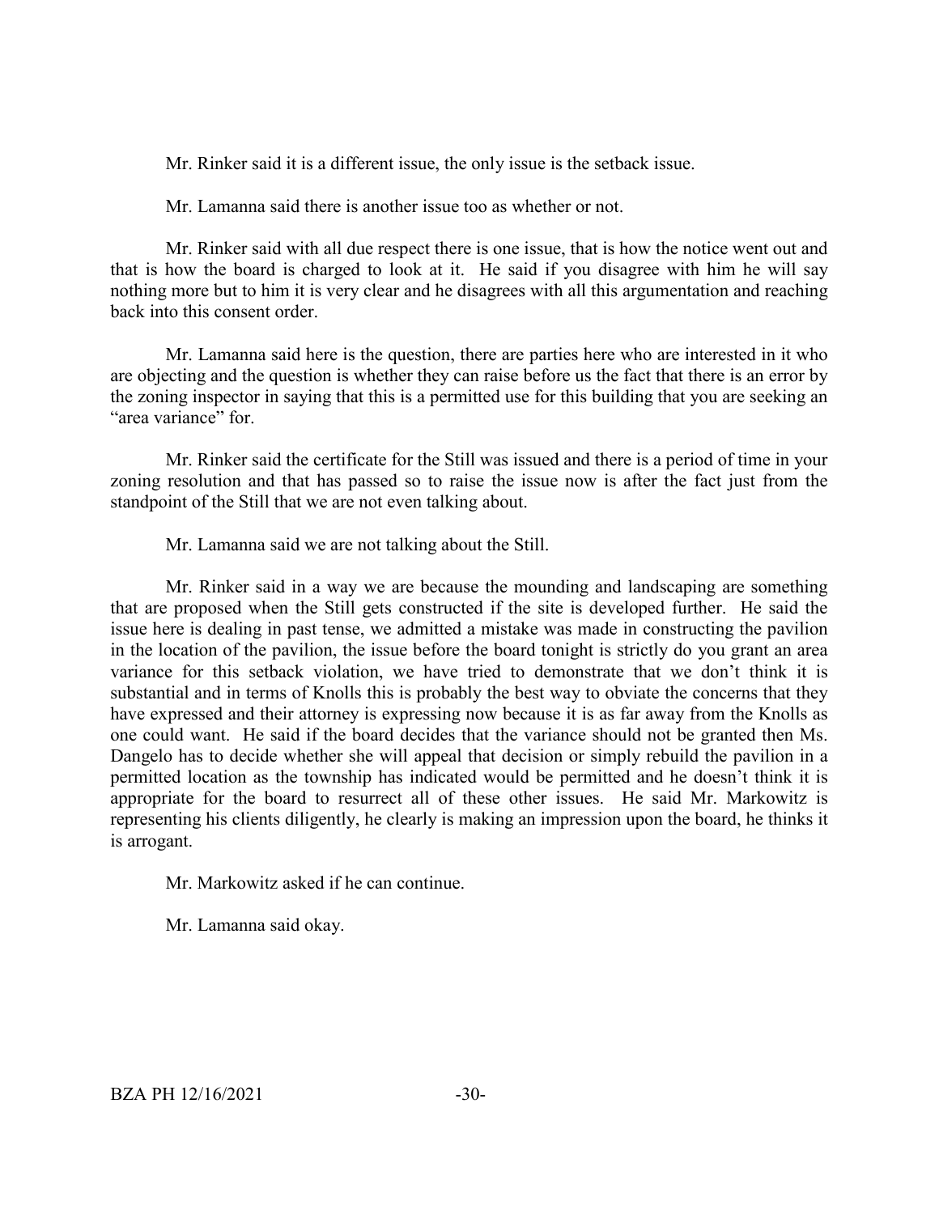Mr. Rinker said it is a different issue, the only issue is the setback issue.

Mr. Lamanna said there is another issue too as whether or not.

Mr. Rinker said with all due respect there is one issue, that is how the notice went out and that is how the board is charged to look at it. He said if you disagree with him he will say nothing more but to him it is very clear and he disagrees with all this argumentation and reaching back into this consent order.

Mr. Lamanna said here is the question, there are parties here who are interested in it who are objecting and the question is whether they can raise before us the fact that there is an error by the zoning inspector in saying that this is a permitted use for this building that you are seeking an "area variance" for.

Mr. Rinker said the certificate for the Still was issued and there is a period of time in your zoning resolution and that has passed so to raise the issue now is after the fact just from the standpoint of the Still that we are not even talking about.

Mr. Lamanna said we are not talking about the Still.

Mr. Rinker said in a way we are because the mounding and landscaping are something that are proposed when the Still gets constructed if the site is developed further. He said the issue here is dealing in past tense, we admitted a mistake was made in constructing the pavilion in the location of the pavilion, the issue before the board tonight is strictly do you grant an area variance for this setback violation, we have tried to demonstrate that we don't think it is substantial and in terms of Knolls this is probably the best way to obviate the concerns that they have expressed and their attorney is expressing now because it is as far away from the Knolls as one could want. He said if the board decides that the variance should not be granted then Ms. Dangelo has to decide whether she will appeal that decision or simply rebuild the pavilion in a permitted location as the township has indicated would be permitted and he doesn't think it is appropriate for the board to resurrect all of these other issues. He said Mr. Markowitz is representing his clients diligently, he clearly is making an impression upon the board, he thinks it is arrogant.

Mr. Markowitz asked if he can continue.

Mr. Lamanna said okay.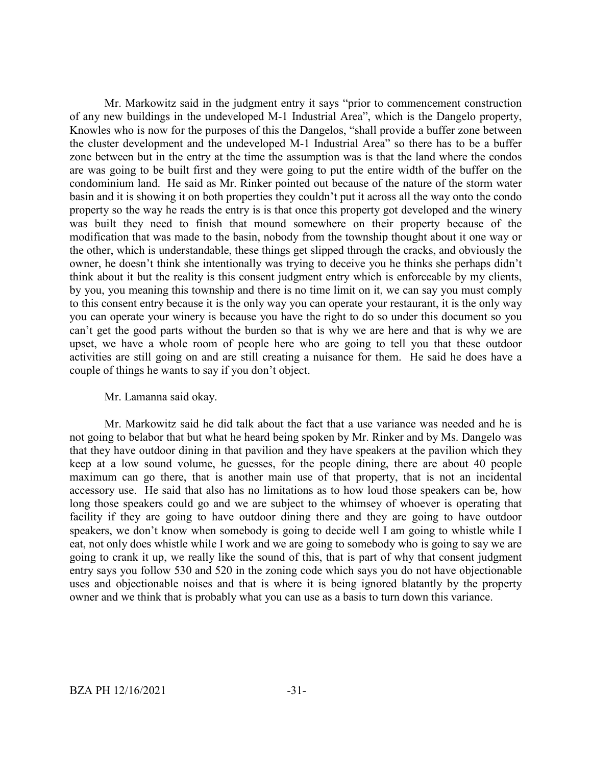Mr. Markowitz said in the judgment entry it says "prior to commencement construction of any new buildings in the undeveloped M-1 Industrial Area", which is the Dangelo property, Knowles who is now for the purposes of this the Dangelos, "shall provide a buffer zone between the cluster development and the undeveloped M-1 Industrial Area" so there has to be a buffer zone between but in the entry at the time the assumption was is that the land where the condos are was going to be built first and they were going to put the entire width of the buffer on the condominium land. He said as Mr. Rinker pointed out because of the nature of the storm water basin and it is showing it on both properties they couldn't put it across all the way onto the condo property so the way he reads the entry is is that once this property got developed and the winery was built they need to finish that mound somewhere on their property because of the modification that was made to the basin, nobody from the township thought about it one way or the other, which is understandable, these things get slipped through the cracks, and obviously the owner, he doesn't think she intentionally was trying to deceive you he thinks she perhaps didn't think about it but the reality is this consent judgment entry which is enforceable by my clients, by you, you meaning this township and there is no time limit on it, we can say you must comply to this consent entry because it is the only way you can operate your restaurant, it is the only way you can operate your winery is because you have the right to do so under this document so you can't get the good parts without the burden so that is why we are here and that is why we are upset, we have a whole room of people here who are going to tell you that these outdoor activities are still going on and are still creating a nuisance for them. He said he does have a couple of things he wants to say if you don't object.

Mr. Lamanna said okay.

Mr. Markowitz said he did talk about the fact that a use variance was needed and he is not going to belabor that but what he heard being spoken by Mr. Rinker and by Ms. Dangelo was that they have outdoor dining in that pavilion and they have speakers at the pavilion which they keep at a low sound volume, he guesses, for the people dining, there are about 40 people maximum can go there, that is another main use of that property, that is not an incidental accessory use. He said that also has no limitations as to how loud those speakers can be, how long those speakers could go and we are subject to the whimsey of whoever is operating that facility if they are going to have outdoor dining there and they are going to have outdoor speakers, we don't know when somebody is going to decide well I am going to whistle while I eat, not only does whistle while I work and we are going to somebody who is going to say we are going to crank it up, we really like the sound of this, that is part of why that consent judgment entry says you follow 530 and 520 in the zoning code which says you do not have objectionable uses and objectionable noises and that is where it is being ignored blatantly by the property owner and we think that is probably what you can use as a basis to turn down this variance.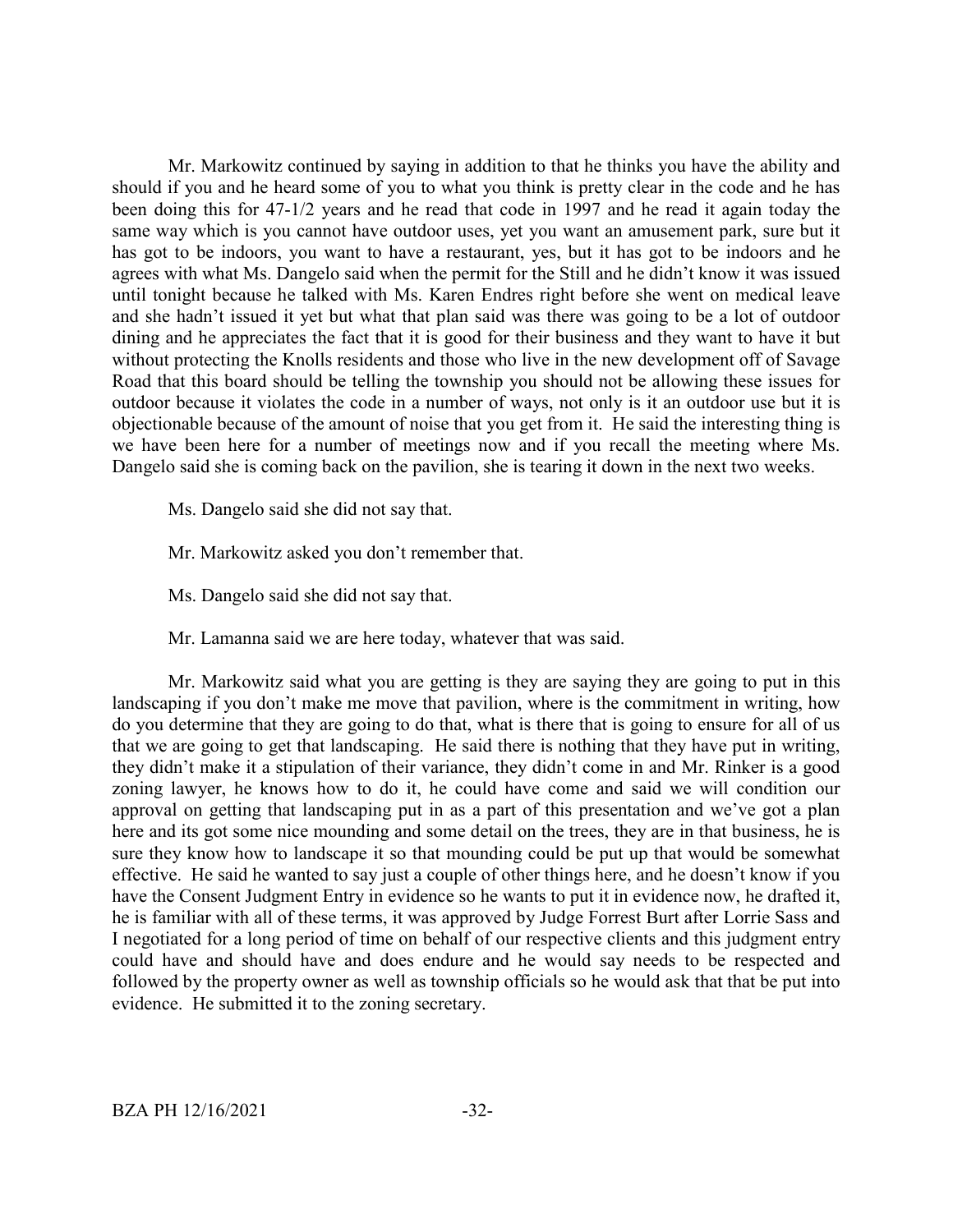Mr. Markowitz continued by saying in addition to that he thinks you have the ability and should if you and he heard some of you to what you think is pretty clear in the code and he has been doing this for 47-1/2 years and he read that code in 1997 and he read it again today the same way which is you cannot have outdoor uses, yet you want an amusement park, sure but it has got to be indoors, you want to have a restaurant, yes, but it has got to be indoors and he agrees with what Ms. Dangelo said when the permit for the Still and he didn't know it was issued until tonight because he talked with Ms. Karen Endres right before she went on medical leave and she hadn't issued it yet but what that plan said was there was going to be a lot of outdoor dining and he appreciates the fact that it is good for their business and they want to have it but without protecting the Knolls residents and those who live in the new development off of Savage Road that this board should be telling the township you should not be allowing these issues for outdoor because it violates the code in a number of ways, not only is it an outdoor use but it is objectionable because of the amount of noise that you get from it. He said the interesting thing is we have been here for a number of meetings now and if you recall the meeting where Ms. Dangelo said she is coming back on the pavilion, she is tearing it down in the next two weeks.

Ms. Dangelo said she did not say that.

Mr. Markowitz asked you don't remember that.

Ms. Dangelo said she did not say that.

Mr. Lamanna said we are here today, whatever that was said.

Mr. Markowitz said what you are getting is they are saying they are going to put in this landscaping if you don't make me move that pavilion, where is the commitment in writing, how do you determine that they are going to do that, what is there that is going to ensure for all of us that we are going to get that landscaping. He said there is nothing that they have put in writing, they didn't make it a stipulation of their variance, they didn't come in and Mr. Rinker is a good zoning lawyer, he knows how to do it, he could have come and said we will condition our approval on getting that landscaping put in as a part of this presentation and we've got a plan here and its got some nice mounding and some detail on the trees, they are in that business, he is sure they know how to landscape it so that mounding could be put up that would be somewhat effective. He said he wanted to say just a couple of other things here, and he doesn't know if you have the Consent Judgment Entry in evidence so he wants to put it in evidence now, he drafted it, he is familiar with all of these terms, it was approved by Judge Forrest Burt after Lorrie Sass and I negotiated for a long period of time on behalf of our respective clients and this judgment entry could have and should have and does endure and he would say needs to be respected and followed by the property owner as well as township officials so he would ask that that be put into evidence. He submitted it to the zoning secretary.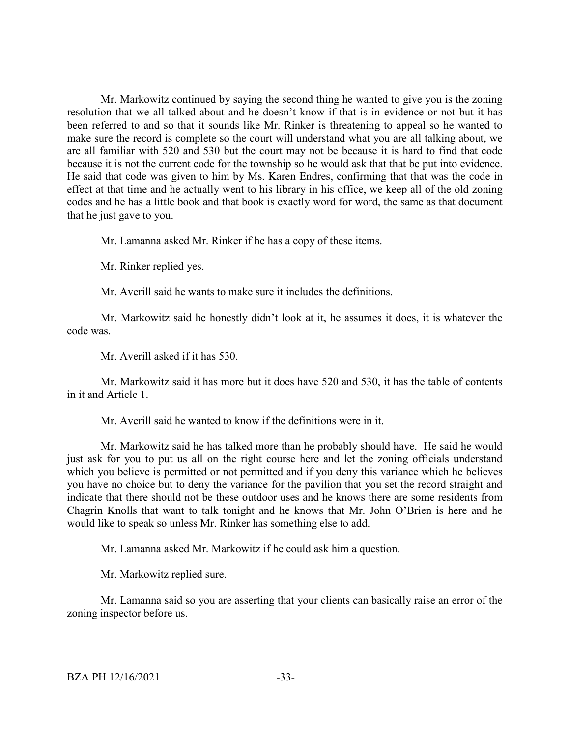Mr. Markowitz continued by saying the second thing he wanted to give you is the zoning resolution that we all talked about and he doesn't know if that is in evidence or not but it has been referred to and so that it sounds like Mr. Rinker is threatening to appeal so he wanted to make sure the record is complete so the court will understand what you are all talking about, we are all familiar with 520 and 530 but the court may not be because it is hard to find that code because it is not the current code for the township so he would ask that that be put into evidence. He said that code was given to him by Ms. Karen Endres, confirming that that was the code in effect at that time and he actually went to his library in his office, we keep all of the old zoning codes and he has a little book and that book is exactly word for word, the same as that document that he just gave to you.

Mr. Lamanna asked Mr. Rinker if he has a copy of these items.

Mr. Rinker replied yes.

Mr. Averill said he wants to make sure it includes the definitions.

Mr. Markowitz said he honestly didn't look at it, he assumes it does, it is whatever the code was.

Mr. Averill asked if it has 530.

Mr. Markowitz said it has more but it does have 520 and 530, it has the table of contents in it and Article 1.

Mr. Averill said he wanted to know if the definitions were in it.

Mr. Markowitz said he has talked more than he probably should have. He said he would just ask for you to put us all on the right course here and let the zoning officials understand which you believe is permitted or not permitted and if you deny this variance which he believes you have no choice but to deny the variance for the pavilion that you set the record straight and indicate that there should not be these outdoor uses and he knows there are some residents from Chagrin Knolls that want to talk tonight and he knows that Mr. John O'Brien is here and he would like to speak so unless Mr. Rinker has something else to add.

Mr. Lamanna asked Mr. Markowitz if he could ask him a question.

Mr. Markowitz replied sure.

Mr. Lamanna said so you are asserting that your clients can basically raise an error of the zoning inspector before us.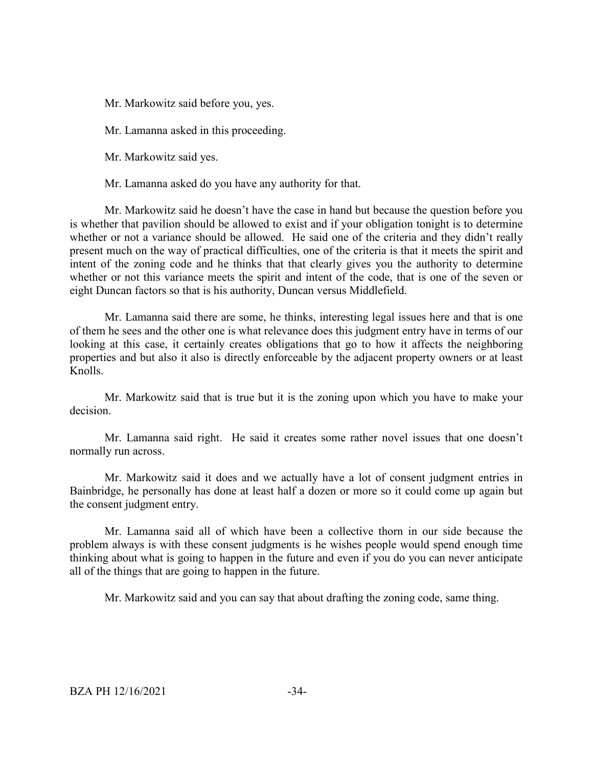Mr. Markowitz said before you, yes.

Mr. Lamanna asked in this proceeding.

Mr. Markowitz said yes.

Mr. Lamanna asked do you have any authority for that.

Mr. Markowitz said he doesn't have the case in hand but because the question before you is whether that pavilion should be allowed to exist and if your obligation tonight is to determine whether or not a variance should be allowed. He said one of the criteria and they didn't really present much on the way of practical difficulties, one of the criteria is that it meets the spirit and intent of the zoning code and he thinks that that clearly gives you the authority to determine whether or not this variance meets the spirit and intent of the code, that is one of the seven or eight Duncan factors so that is his authority, Duncan versus Middlefield.

Mr. Lamanna said there are some, he thinks, interesting legal issues here and that is one of them he sees and the other one is what relevance does this judgment entry have in terms of our looking at this case, it certainly creates obligations that go to how it affects the neighboring properties and but also it also is directly enforceable by the adjacent property owners or at least Knolls.

Mr. Markowitz said that is true but it is the zoning upon which you have to make your decision.

Mr. Lamanna said right. He said it creates some rather novel issues that one doesn't normally run across.

Mr. Markowitz said it does and we actually have a lot of consent judgment entries in Bainbridge, he personally has done at least half a dozen or more so it could come up again but the consent judgment entry.

Mr. Lamanna said all of which have been a collective thorn in our side because the problem always is with these consent judgments is he wishes people would spend enough time thinking about what is going to happen in the future and even if you do you can never anticipate all of the things that are going to happen in the future.

Mr. Markowitz said and you can say that about drafting the zoning code, same thing.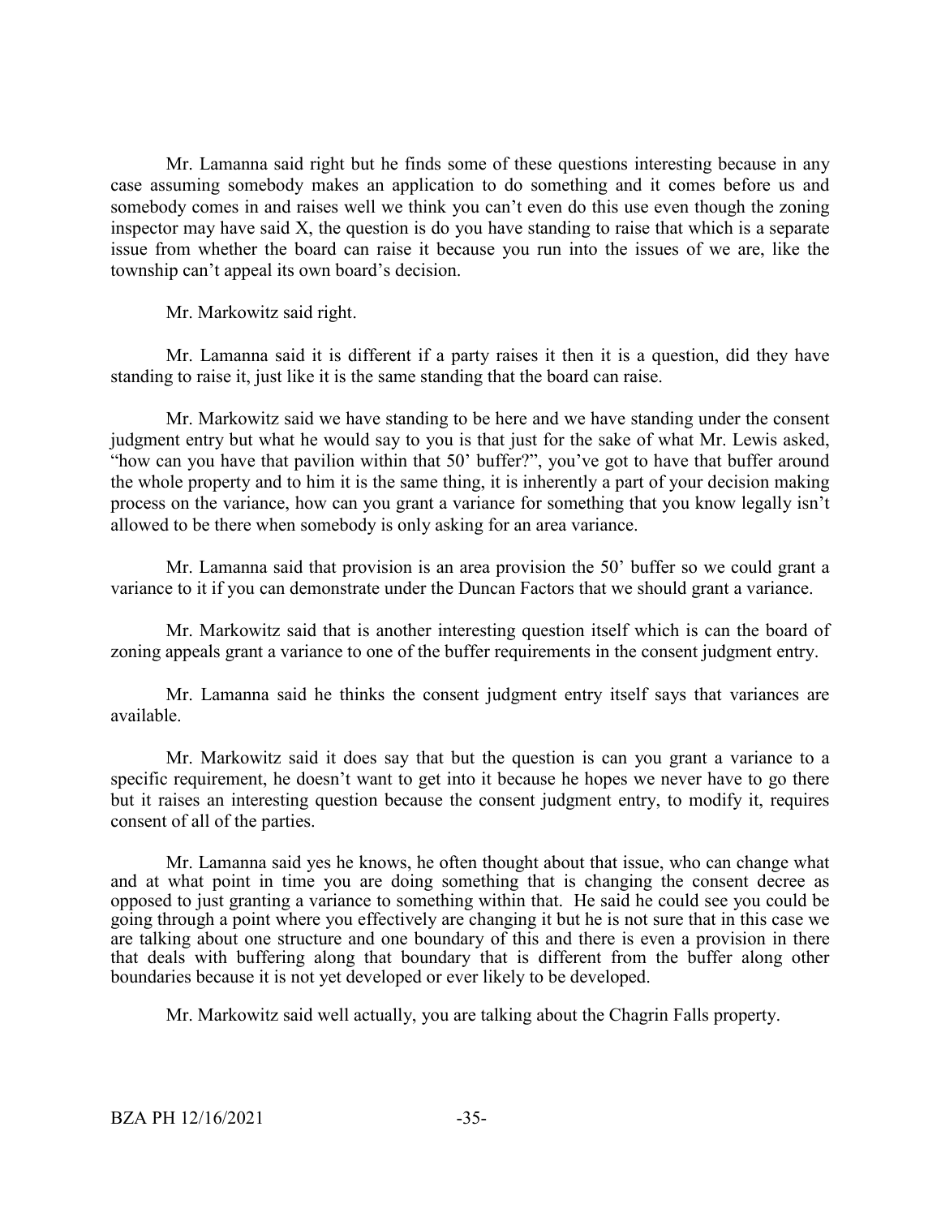Mr. Lamanna said right but he finds some of these questions interesting because in any case assuming somebody makes an application to do something and it comes before us and somebody comes in and raises well we think you can't even do this use even though the zoning inspector may have said X, the question is do you have standing to raise that which is a separate issue from whether the board can raise it because you run into the issues of we are, like the township can't appeal its own board's decision.

Mr. Markowitz said right.

Mr. Lamanna said it is different if a party raises it then it is a question, did they have standing to raise it, just like it is the same standing that the board can raise.

Mr. Markowitz said we have standing to be here and we have standing under the consent judgment entry but what he would say to you is that just for the sake of what Mr. Lewis asked, "how can you have that pavilion within that 50' buffer?", you've got to have that buffer around the whole property and to him it is the same thing, it is inherently a part of your decision making process on the variance, how can you grant a variance for something that you know legally isn't allowed to be there when somebody is only asking for an area variance.

Mr. Lamanna said that provision is an area provision the 50' buffer so we could grant a variance to it if you can demonstrate under the Duncan Factors that we should grant a variance.

Mr. Markowitz said that is another interesting question itself which is can the board of zoning appeals grant a variance to one of the buffer requirements in the consent judgment entry.

Mr. Lamanna said he thinks the consent judgment entry itself says that variances are available.

Mr. Markowitz said it does say that but the question is can you grant a variance to a specific requirement, he doesn't want to get into it because he hopes we never have to go there but it raises an interesting question because the consent judgment entry, to modify it, requires consent of all of the parties.

Mr. Lamanna said yes he knows, he often thought about that issue, who can change what and at what point in time you are doing something that is changing the consent decree as opposed to just granting a variance to something within that. He said he could see you could be going through a point where you effectively are changing it but he is not sure that in this case we are talking about one structure and one boundary of this and there is even a provision in there that deals with buffering along that boundary that is different from the buffer along other boundaries because it is not yet developed or ever likely to be developed.

Mr. Markowitz said well actually, you are talking about the Chagrin Falls property.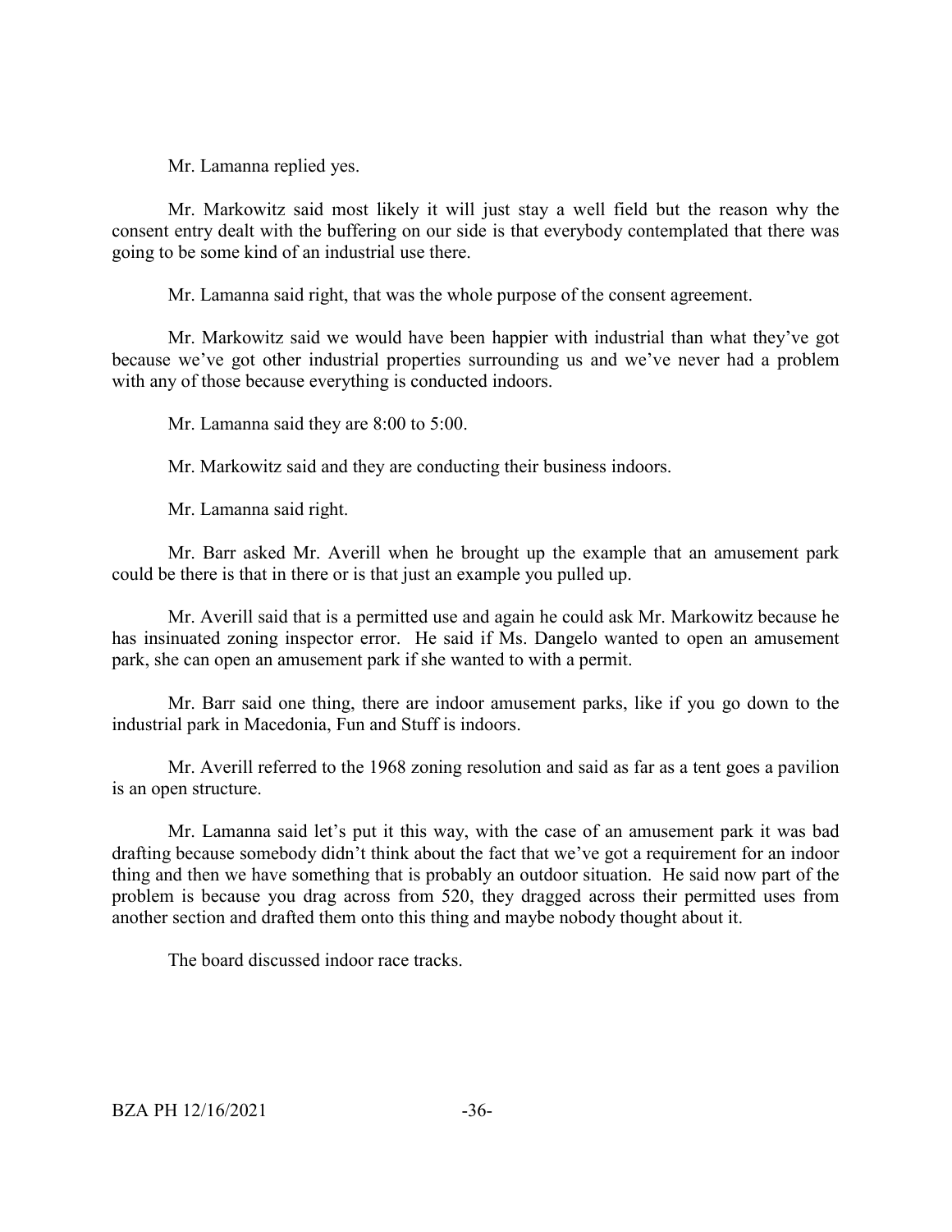Mr. Lamanna replied yes.

Mr. Markowitz said most likely it will just stay a well field but the reason why the consent entry dealt with the buffering on our side is that everybody contemplated that there was going to be some kind of an industrial use there.

Mr. Lamanna said right, that was the whole purpose of the consent agreement.

Mr. Markowitz said we would have been happier with industrial than what they've got because we've got other industrial properties surrounding us and we've never had a problem with any of those because everything is conducted indoors.

Mr. Lamanna said they are 8:00 to 5:00.

Mr. Markowitz said and they are conducting their business indoors.

Mr. Lamanna said right.

Mr. Barr asked Mr. Averill when he brought up the example that an amusement park could be there is that in there or is that just an example you pulled up.

Mr. Averill said that is a permitted use and again he could ask Mr. Markowitz because he has insinuated zoning inspector error. He said if Ms. Dangelo wanted to open an amusement park, she can open an amusement park if she wanted to with a permit.

Mr. Barr said one thing, there are indoor amusement parks, like if you go down to the industrial park in Macedonia, Fun and Stuff is indoors.

Mr. Averill referred to the 1968 zoning resolution and said as far as a tent goes a pavilion is an open structure.

Mr. Lamanna said let's put it this way, with the case of an amusement park it was bad drafting because somebody didn't think about the fact that we've got a requirement for an indoor thing and then we have something that is probably an outdoor situation. He said now part of the problem is because you drag across from 520, they dragged across their permitted uses from another section and drafted them onto this thing and maybe nobody thought about it.

The board discussed indoor race tracks.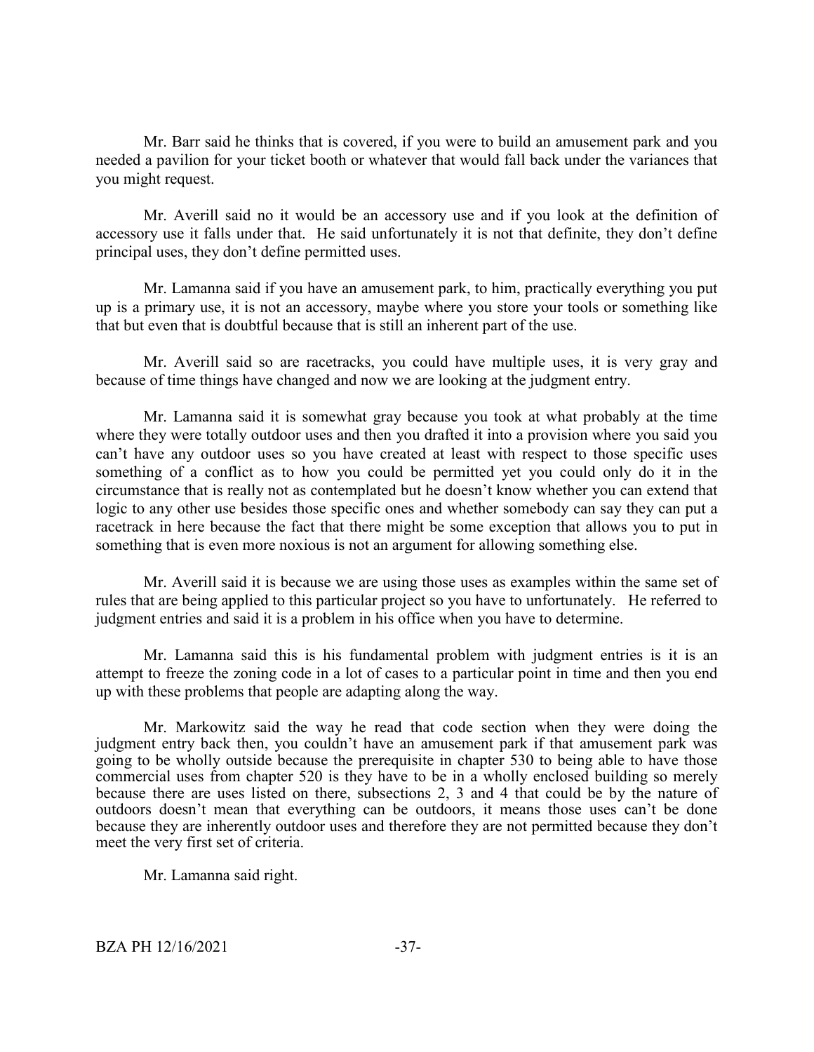Mr. Barr said he thinks that is covered, if you were to build an amusement park and you needed a pavilion for your ticket booth or whatever that would fall back under the variances that you might request.

Mr. Averill said no it would be an accessory use and if you look at the definition of accessory use it falls under that. He said unfortunately it is not that definite, they don't define principal uses, they don't define permitted uses.

Mr. Lamanna said if you have an amusement park, to him, practically everything you put up is a primary use, it is not an accessory, maybe where you store your tools or something like that but even that is doubtful because that is still an inherent part of the use.

Mr. Averill said so are racetracks, you could have multiple uses, it is very gray and because of time things have changed and now we are looking at the judgment entry.

Mr. Lamanna said it is somewhat gray because you took at what probably at the time where they were totally outdoor uses and then you drafted it into a provision where you said you can't have any outdoor uses so you have created at least with respect to those specific uses something of a conflict as to how you could be permitted yet you could only do it in the circumstance that is really not as contemplated but he doesn't know whether you can extend that logic to any other use besides those specific ones and whether somebody can say they can put a racetrack in here because the fact that there might be some exception that allows you to put in something that is even more noxious is not an argument for allowing something else.

Mr. Averill said it is because we are using those uses as examples within the same set of rules that are being applied to this particular project so you have to unfortunately. He referred to judgment entries and said it is a problem in his office when you have to determine.

Mr. Lamanna said this is his fundamental problem with judgment entries is it is an attempt to freeze the zoning code in a lot of cases to a particular point in time and then you end up with these problems that people are adapting along the way.

Mr. Markowitz said the way he read that code section when they were doing the judgment entry back then, you couldn't have an amusement park if that amusement park was going to be wholly outside because the prerequisite in chapter 530 to being able to have those commercial uses from chapter 520 is they have to be in a wholly enclosed building so merely because there are uses listed on there, subsections 2, 3 and 4 that could be by the nature of outdoors doesn't mean that everything can be outdoors, it means those uses can't be done because they are inherently outdoor uses and therefore they are not permitted because they don't meet the very first set of criteria.

Mr. Lamanna said right.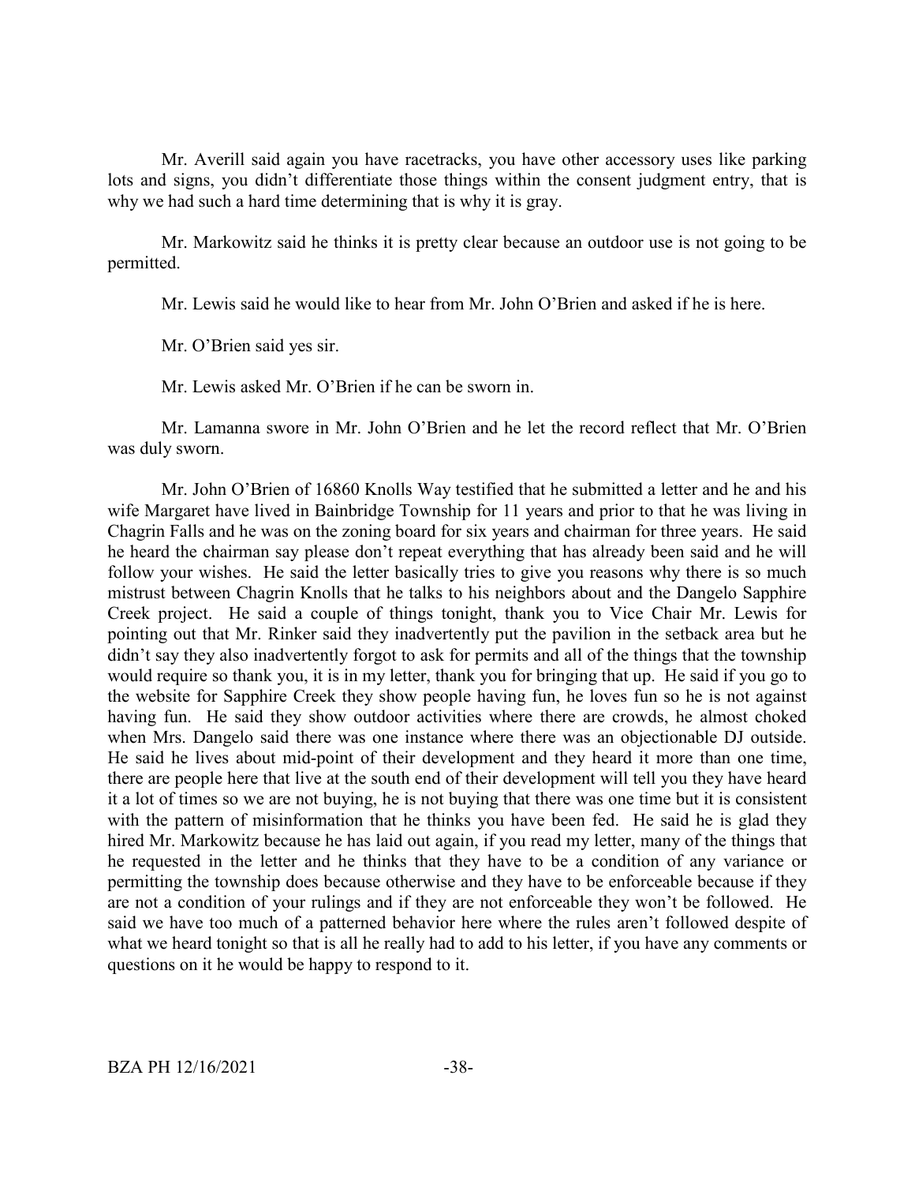Mr. Averill said again you have racetracks, you have other accessory uses like parking lots and signs, you didn't differentiate those things within the consent judgment entry, that is why we had such a hard time determining that is why it is gray.

Mr. Markowitz said he thinks it is pretty clear because an outdoor use is not going to be permitted.

Mr. Lewis said he would like to hear from Mr. John O'Brien and asked if he is here.

Mr. O'Brien said yes sir.

Mr. Lewis asked Mr. O'Brien if he can be sworn in.

Mr. Lamanna swore in Mr. John O'Brien and he let the record reflect that Mr. O'Brien was duly sworn.

Mr. John O'Brien of 16860 Knolls Way testified that he submitted a letter and he and his wife Margaret have lived in Bainbridge Township for 11 years and prior to that he was living in Chagrin Falls and he was on the zoning board for six years and chairman for three years. He said he heard the chairman say please don't repeat everything that has already been said and he will follow your wishes. He said the letter basically tries to give you reasons why there is so much mistrust between Chagrin Knolls that he talks to his neighbors about and the Dangelo Sapphire Creek project. He said a couple of things tonight, thank you to Vice Chair Mr. Lewis for pointing out that Mr. Rinker said they inadvertently put the pavilion in the setback area but he didn't say they also inadvertently forgot to ask for permits and all of the things that the township would require so thank you, it is in my letter, thank you for bringing that up. He said if you go to the website for Sapphire Creek they show people having fun, he loves fun so he is not against having fun. He said they show outdoor activities where there are crowds, he almost choked when Mrs. Dangelo said there was one instance where there was an objectionable DJ outside. He said he lives about mid-point of their development and they heard it more than one time, there are people here that live at the south end of their development will tell you they have heard it a lot of times so we are not buying, he is not buying that there was one time but it is consistent with the pattern of misinformation that he thinks you have been fed. He said he is glad they hired Mr. Markowitz because he has laid out again, if you read my letter, many of the things that he requested in the letter and he thinks that they have to be a condition of any variance or permitting the township does because otherwise and they have to be enforceable because if they are not a condition of your rulings and if they are not enforceable they won't be followed. He said we have too much of a patterned behavior here where the rules aren't followed despite of what we heard tonight so that is all he really had to add to his letter, if you have any comments or questions on it he would be happy to respond to it.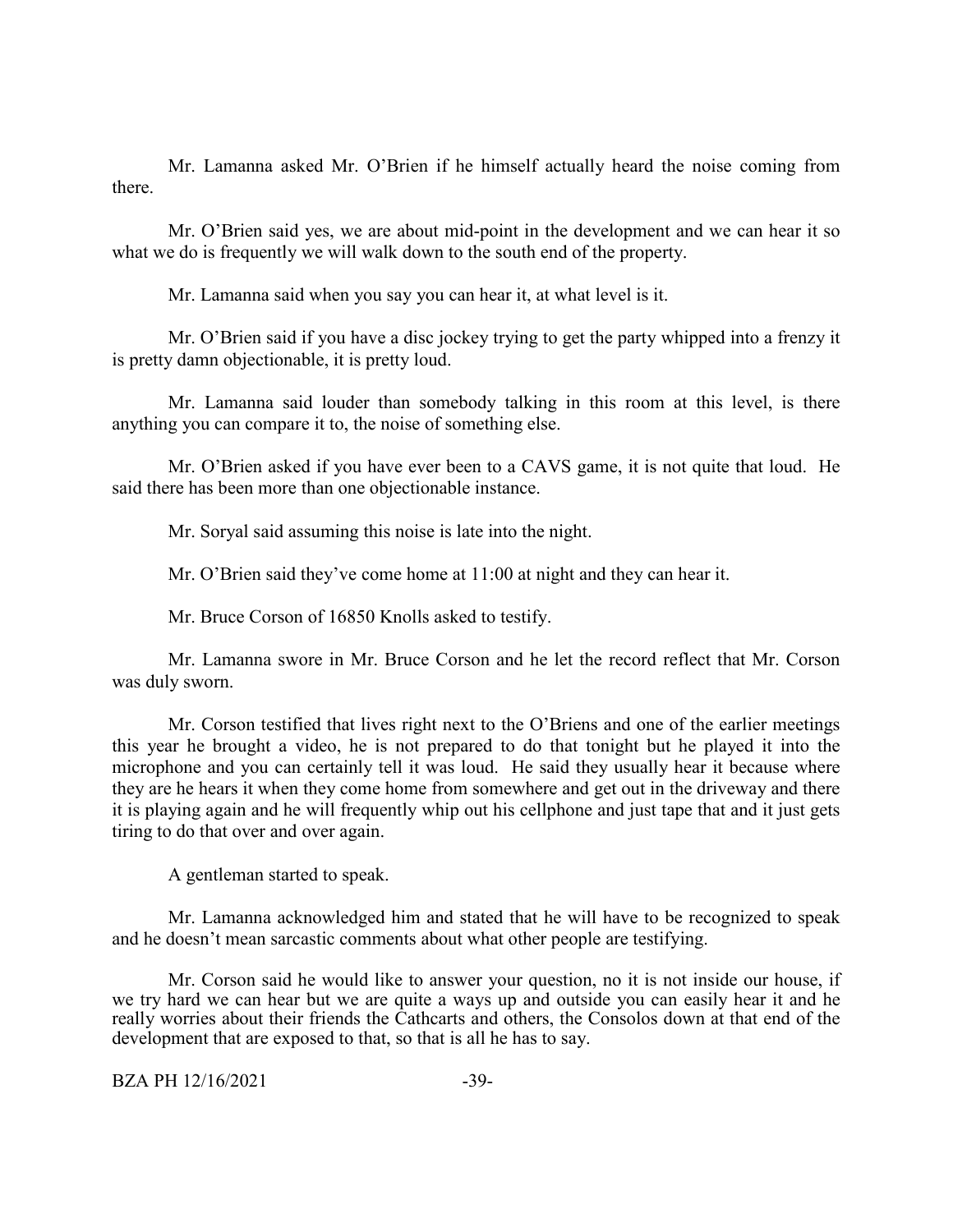Mr. Lamanna asked Mr. O'Brien if he himself actually heard the noise coming from there.

Mr. O'Brien said yes, we are about mid-point in the development and we can hear it so what we do is frequently we will walk down to the south end of the property.

Mr. Lamanna said when you say you can hear it, at what level is it.

Mr. O'Brien said if you have a disc jockey trying to get the party whipped into a frenzy it is pretty damn objectionable, it is pretty loud.

Mr. Lamanna said louder than somebody talking in this room at this level, is there anything you can compare it to, the noise of something else.

Mr. O'Brien asked if you have ever been to a CAVS game, it is not quite that loud. He said there has been more than one objectionable instance.

Mr. Soryal said assuming this noise is late into the night.

Mr. O'Brien said they've come home at 11:00 at night and they can hear it.

Mr. Bruce Corson of 16850 Knolls asked to testify.

Mr. Lamanna swore in Mr. Bruce Corson and he let the record reflect that Mr. Corson was duly sworn.

Mr. Corson testified that lives right next to the O'Briens and one of the earlier meetings this year he brought a video, he is not prepared to do that tonight but he played it into the microphone and you can certainly tell it was loud. He said they usually hear it because where they are he hears it when they come home from somewhere and get out in the driveway and there it is playing again and he will frequently whip out his cellphone and just tape that and it just gets tiring to do that over and over again.

A gentleman started to speak.

Mr. Lamanna acknowledged him and stated that he will have to be recognized to speak and he doesn't mean sarcastic comments about what other people are testifying.

Mr. Corson said he would like to answer your question, no it is not inside our house, if we try hard we can hear but we are quite a ways up and outside you can easily hear it and he really worries about their friends the Cathcarts and others, the Consolos down at that end of the development that are exposed to that, so that is all he has to say.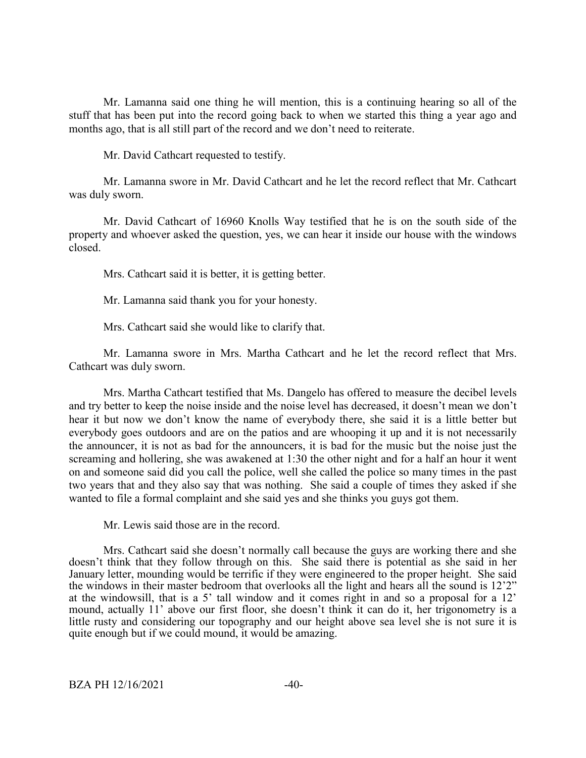Mr. Lamanna said one thing he will mention, this is a continuing hearing so all of the stuff that has been put into the record going back to when we started this thing a year ago and months ago, that is all still part of the record and we don't need to reiterate.

Mr. David Cathcart requested to testify.

Mr. Lamanna swore in Mr. David Cathcart and he let the record reflect that Mr. Cathcart was duly sworn.

Mr. David Cathcart of 16960 Knolls Way testified that he is on the south side of the property and whoever asked the question, yes, we can hear it inside our house with the windows closed.

Mrs. Cathcart said it is better, it is getting better.

Mr. Lamanna said thank you for your honesty.

Mrs. Cathcart said she would like to clarify that.

Mr. Lamanna swore in Mrs. Martha Cathcart and he let the record reflect that Mrs. Cathcart was duly sworn.

Mrs. Martha Cathcart testified that Ms. Dangelo has offered to measure the decibel levels and try better to keep the noise inside and the noise level has decreased, it doesn't mean we don't hear it but now we don't know the name of everybody there, she said it is a little better but everybody goes outdoors and are on the patios and are whooping it up and it is not necessarily the announcer, it is not as bad for the announcers, it is bad for the music but the noise just the screaming and hollering, she was awakened at 1:30 the other night and for a half an hour it went on and someone said did you call the police, well she called the police so many times in the past two years that and they also say that was nothing. She said a couple of times they asked if she wanted to file a formal complaint and she said yes and she thinks you guys got them.

Mr. Lewis said those are in the record.

Mrs. Cathcart said she doesn't normally call because the guys are working there and she doesn't think that they follow through on this. She said there is potential as she said in her January letter, mounding would be terrific if they were engineered to the proper height. She said the windows in their master bedroom that overlooks all the light and hears all the sound is 12'2" at the windowsill, that is a 5' tall window and it comes right in and so a proposal for a 12' mound, actually 11' above our first floor, she doesn't think it can do it, her trigonometry is a little rusty and considering our topography and our height above sea level she is not sure it is quite enough but if we could mound, it would be amazing.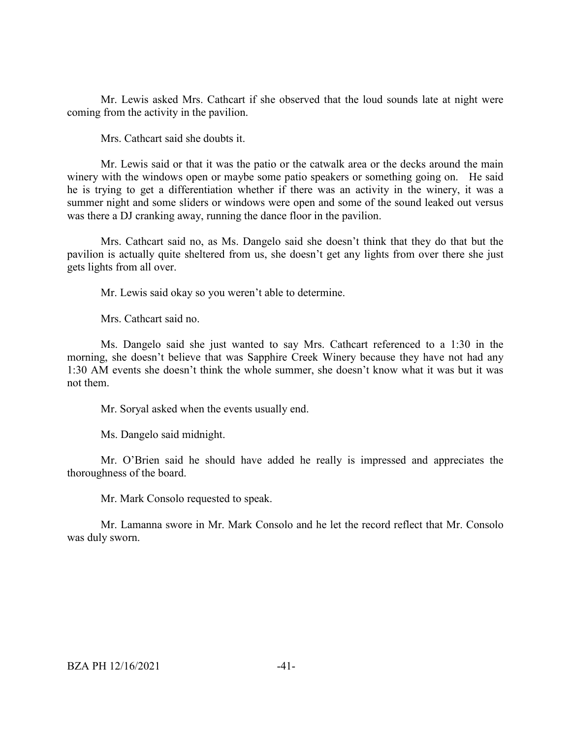Mr. Lewis asked Mrs. Cathcart if she observed that the loud sounds late at night were coming from the activity in the pavilion.

Mrs. Cathcart said she doubts it.

Mr. Lewis said or that it was the patio or the catwalk area or the decks around the main winery with the windows open or maybe some patio speakers or something going on. He said he is trying to get a differentiation whether if there was an activity in the winery, it was a summer night and some sliders or windows were open and some of the sound leaked out versus was there a DJ cranking away, running the dance floor in the pavilion.

Mrs. Cathcart said no, as Ms. Dangelo said she doesn't think that they do that but the pavilion is actually quite sheltered from us, she doesn't get any lights from over there she just gets lights from all over.

Mr. Lewis said okay so you weren't able to determine.

Mrs. Cathcart said no.

Ms. Dangelo said she just wanted to say Mrs. Cathcart referenced to a 1:30 in the morning, she doesn't believe that was Sapphire Creek Winery because they have not had any 1:30 AM events she doesn't think the whole summer, she doesn't know what it was but it was not them.

Mr. Soryal asked when the events usually end.

Ms. Dangelo said midnight.

Mr. O'Brien said he should have added he really is impressed and appreciates the thoroughness of the board.

Mr. Mark Consolo requested to speak.

Mr. Lamanna swore in Mr. Mark Consolo and he let the record reflect that Mr. Consolo was duly sworn.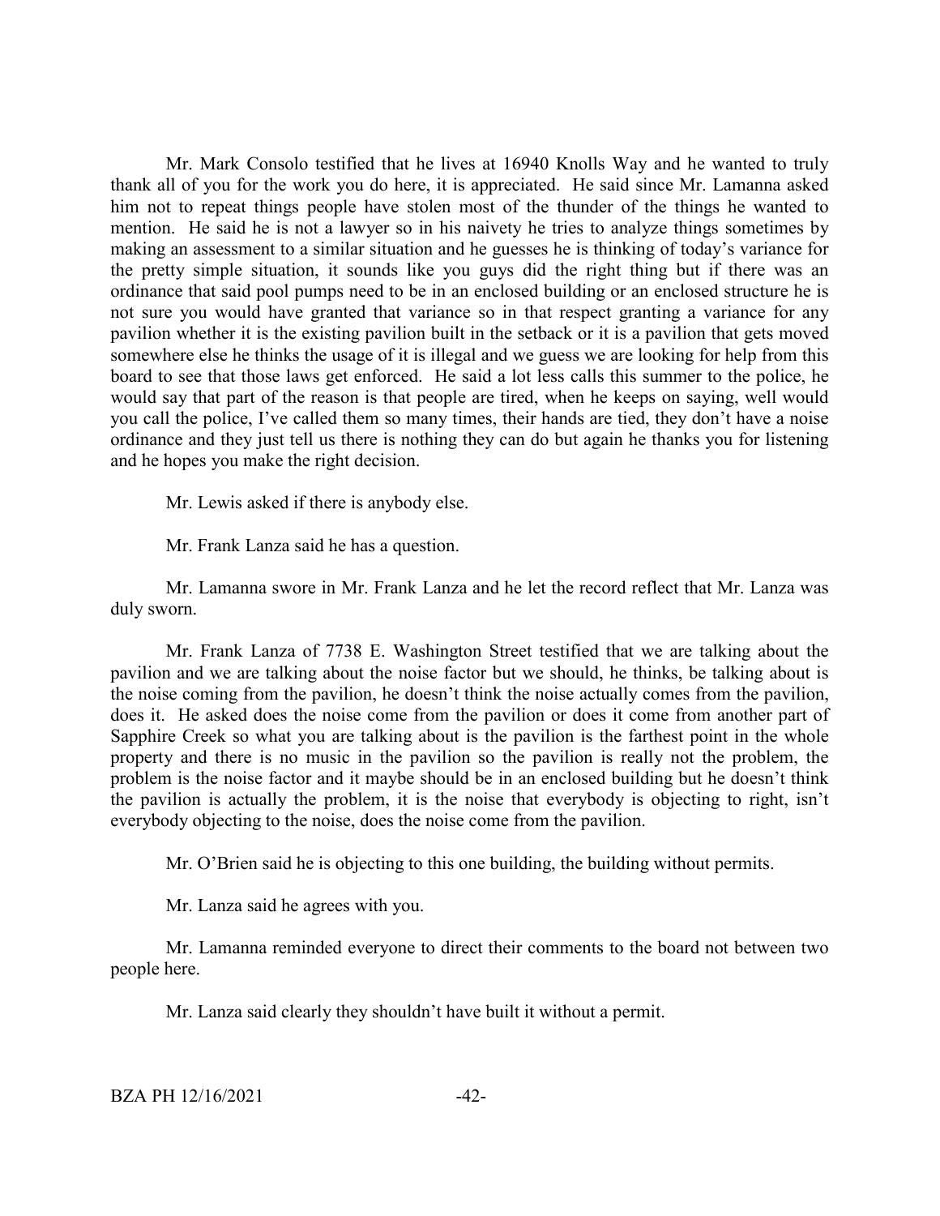Mr. Mark Consolo testified that he lives at 16940 Knolls Way and he wanted to truly thank all of you for the work you do here, it is appreciated. He said since Mr. Lamanna asked him not to repeat things people have stolen most of the thunder of the things he wanted to mention. He said he is not a lawyer so in his naivety he tries to analyze things sometimes by making an assessment to a similar situation and he guesses he is thinking of today's variance for the pretty simple situation, it sounds like you guys did the right thing but if there was an ordinance that said pool pumps need to be in an enclosed building or an enclosed structure he is not sure you would have granted that variance so in that respect granting a variance for any pavilion whether it is the existing pavilion built in the setback or it is a pavilion that gets moved somewhere else he thinks the usage of it is illegal and we guess we are looking for help from this board to see that those laws get enforced. He said a lot less calls this summer to the police, he would say that part of the reason is that people are tired, when he keeps on saying, well would you call the police, I've called them so many times, their hands are tied, they don't have a noise ordinance and they just tell us there is nothing they can do but again he thanks you for listening and he hopes you make the right decision.

Mr. Lewis asked if there is anybody else.

Mr. Frank Lanza said he has a question.

Mr. Lamanna swore in Mr. Frank Lanza and he let the record reflect that Mr. Lanza was duly sworn.

Mr. Frank Lanza of 7738 E. Washington Street testified that we are talking about the pavilion and we are talking about the noise factor but we should, he thinks, be talking about is the noise coming from the pavilion, he doesn't think the noise actually comes from the pavilion, does it. He asked does the noise come from the pavilion or does it come from another part of Sapphire Creek so what you are talking about is the pavilion is the farthest point in the whole property and there is no music in the pavilion so the pavilion is really not the problem, the problem is the noise factor and it maybe should be in an enclosed building but he doesn't think the pavilion is actually the problem, it is the noise that everybody is objecting to right, isn't everybody objecting to the noise, does the noise come from the pavilion.

Mr. O'Brien said he is objecting to this one building, the building without permits.

Mr. Lanza said he agrees with you.

Mr. Lamanna reminded everyone to direct their comments to the board not between two people here.

Mr. Lanza said clearly they shouldn't have built it without a permit.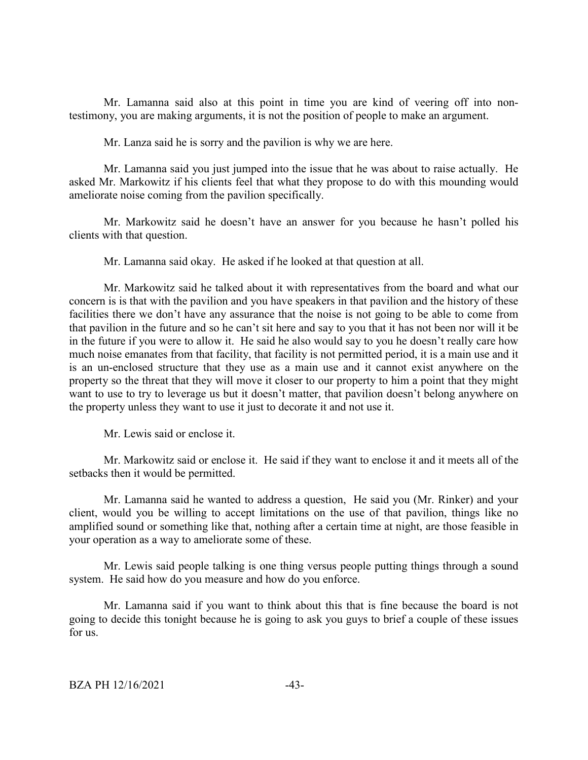Mr. Lamanna said also at this point in time you are kind of veering off into non-testimony, you are making arguments, it is not the position of people to make an argument.

Mr. Lanza said he is sorry and the pavilion is why we are here.

Mr. Lamanna said you just jumped into the issue that he was about to raise actually. He asked Mr. Markowitz if his clients feel that what they propose to do with this mounding would ameliorate noise coming from the pavilion specifically.

Mr. Markowitz said he doesn't have an answer for you because he hasn't polled his clients with that question.

Mr. Lamanna said okay. He asked if he looked at that question at all.

Mr. Markowitz said he talked about it with representatives from the board and what our concern is is that with the pavilion and you have speakers in that pavilion and the history of these facilities there we don't have any assurance that the noise is not going to be able to come from that pavilion in the future and so he can't sit here and say to you that it has not been nor will it be in the future if you were to allow it. He said he also would say to you he doesn't really care how much noise emanates from that facility, that facility is not permitted period, it is a main use and it is an un-enclosed structure that they use as a main use and it cannot exist anywhere on the property so the threat that they will move it closer to our property to him a point that they might want to use to try to leverage us but it doesn't matter, that pavilion doesn't belong anywhere on the property unless they want to use it just to decorate it and not use it.

Mr. Lewis said or enclose it.

Mr. Markowitz said or enclose it. He said if they want to enclose it and it meets all of the setbacks then it would be permitted.

Mr. Lamanna said he wanted to address a question, He said you (Mr. Rinker) and your client, would you be willing to accept limitations on the use of that pavilion, things like no amplified sound or something like that, nothing after a certain time at night, are those feasible in your operation as a way to ameliorate some of these.

Mr. Lewis said people talking is one thing versus people putting things through a sound system. He said how do you measure and how do you enforce.

Mr. Lamanna said if you want to think about this that is fine because the board is not going to decide this tonight because he is going to ask you guys to brief a couple of these issues for us.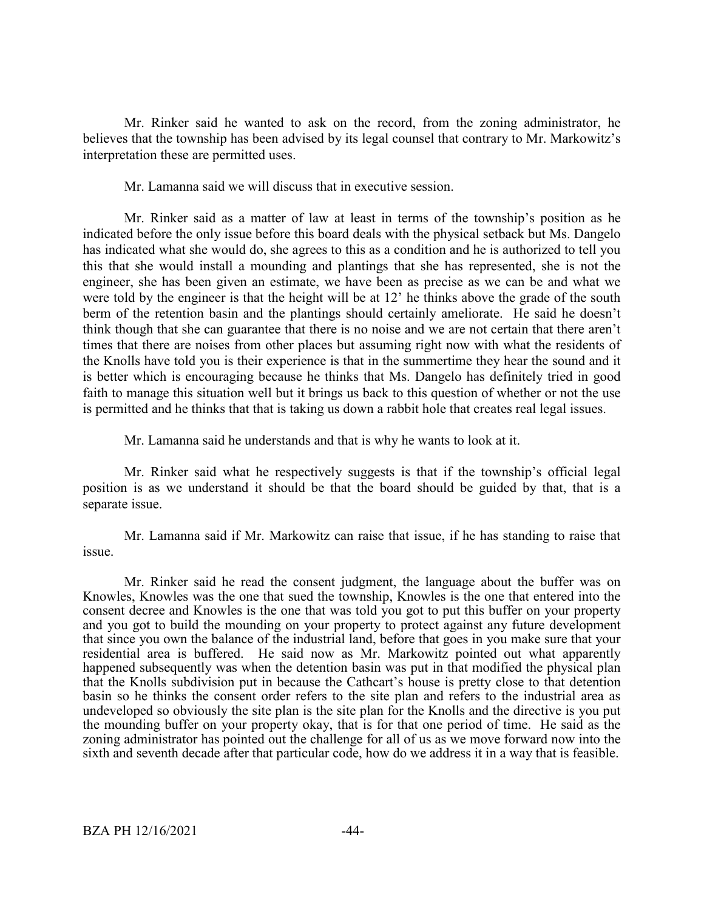Mr. Rinker said he wanted to ask on the record, from the zoning administrator, he believes that the township has been advised by its legal counsel that contrary to Mr. Markowitz's interpretation these are permitted uses.

Mr. Lamanna said we will discuss that in executive session.

Mr. Rinker said as a matter of law at least in terms of the township's position as he indicated before the only issue before this board deals with the physical setback but Ms. Dangelo has indicated what she would do, she agrees to this as a condition and he is authorized to tell you this that she would install a mounding and plantings that she has represented, she is not the engineer, she has been given an estimate, we have been as precise as we can be and what we were told by the engineer is that the height will be at 12' he thinks above the grade of the south berm of the retention basin and the plantings should certainly ameliorate. He said he doesn't think though that she can guarantee that there is no noise and we are not certain that there aren't times that there are noises from other places but assuming right now with what the residents of the Knolls have told you is their experience is that in the summertime they hear the sound and it is better which is encouraging because he thinks that Ms. Dangelo has definitely tried in good faith to manage this situation well but it brings us back to this question of whether or not the use is permitted and he thinks that that is taking us down a rabbit hole that creates real legal issues.

Mr. Lamanna said he understands and that is why he wants to look at it.

Mr. Rinker said what he respectively suggests is that if the township's official legal position is as we understand it should be that the board should be guided by that, that is a separate issue.

Mr. Lamanna said if Mr. Markowitz can raise that issue, if he has standing to raise that issue.

Mr. Rinker said he read the consent judgment, the language about the buffer was on Knowles, Knowles was the one that sued the township, Knowles is the one that entered into the consent decree and Knowles is the one that was told you got to put this buffer on your property and you got to build the mounding on your property to protect against any future development that since you own the balance of the industrial land, before that goes in you make sure that your residential area is buffered. He said now as Mr. Markowitz pointed out what apparently happened subsequently was when the detention basin was put in that modified the physical plan that the Knolls subdivision put in because the Cathcart's house is pretty close to that detention basin so he thinks the consent order refers to the site plan and refers to the industrial area as undeveloped so obviously the site plan is the site plan for the Knolls and the directive is you put the mounding buffer on your property okay, that is for that one period of time. He said as the zoning administrator has pointed out the challenge for all of us as we move forward now into the sixth and seventh decade after that particular code, how do we address it in a way that is feasible.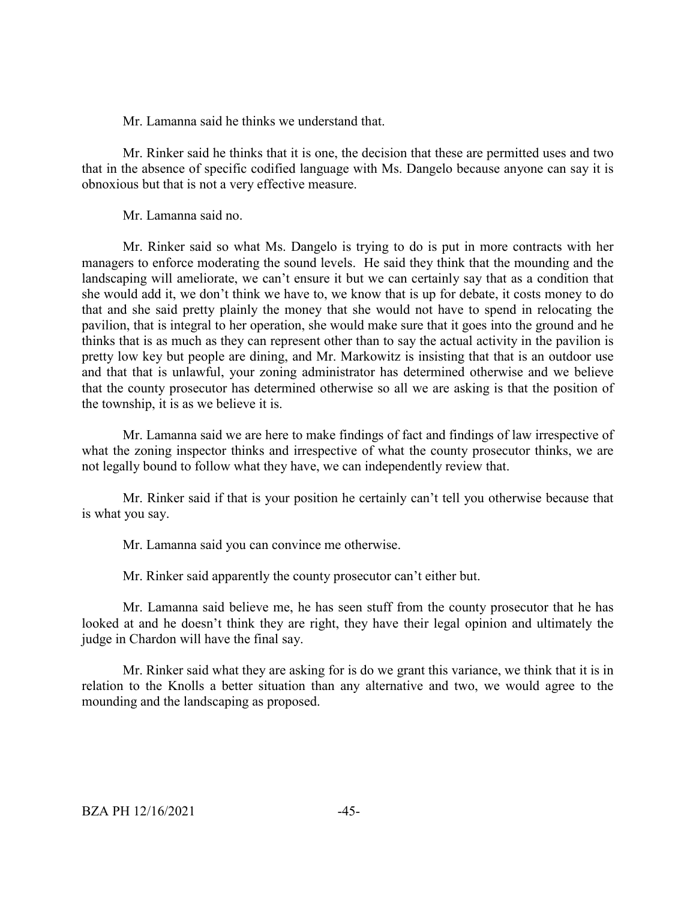Mr. Lamanna said he thinks we understand that.

Mr. Rinker said he thinks that it is one, the decision that these are permitted uses and two that in the absence of specific codified language with Ms. Dangelo because anyone can say it is obnoxious but that is not a very effective measure.

Mr. Lamanna said no.

Mr. Rinker said so what Ms. Dangelo is trying to do is put in more contracts with her managers to enforce moderating the sound levels. He said they think that the mounding and the landscaping will ameliorate, we can't ensure it but we can certainly say that as a condition that she would add it, we don't think we have to, we know that is up for debate, it costs money to do that and she said pretty plainly the money that she would not have to spend in relocating the pavilion, that is integral to her operation, she would make sure that it goes into the ground and he thinks that is as much as they can represent other than to say the actual activity in the pavilion is pretty low key but people are dining, and Mr. Markowitz is insisting that that is an outdoor use and that that is unlawful, your zoning administrator has determined otherwise and we believe that the county prosecutor has determined otherwise so all we are asking is that the position of the township, it is as we believe it is.

Mr. Lamanna said we are here to make findings of fact and findings of law irrespective of what the zoning inspector thinks and irrespective of what the county prosecutor thinks, we are not legally bound to follow what they have, we can independently review that.

Mr. Rinker said if that is your position he certainly can't tell you otherwise because that is what you say.

Mr. Lamanna said you can convince me otherwise.

Mr. Rinker said apparently the county prosecutor can't either but.

Mr. Lamanna said believe me, he has seen stuff from the county prosecutor that he has looked at and he doesn't think they are right, they have their legal opinion and ultimately the judge in Chardon will have the final say.

Mr. Rinker said what they are asking for is do we grant this variance, we think that it is in relation to the Knolls a better situation than any alternative and two, we would agree to the mounding and the landscaping as proposed.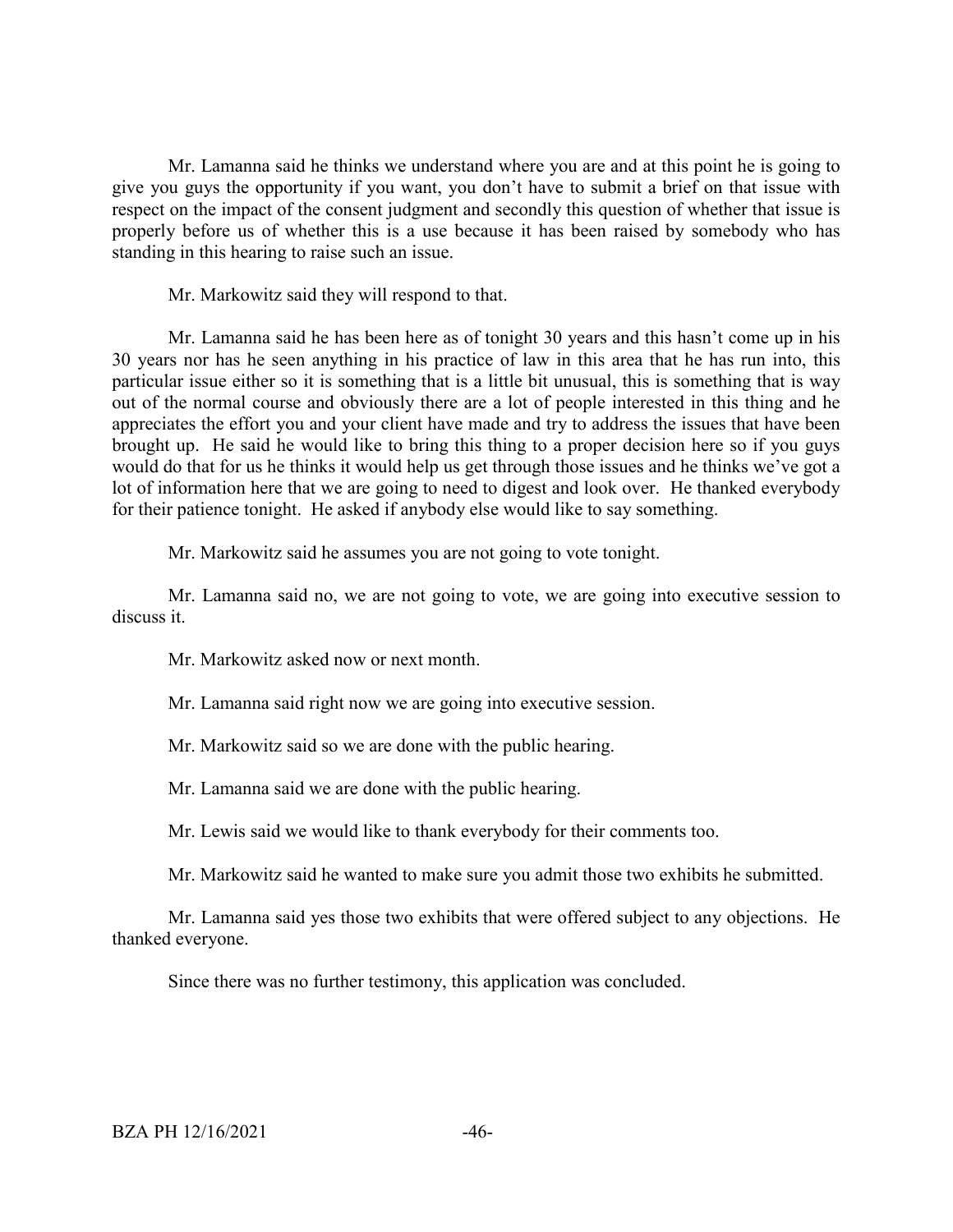Mr. Lamanna said he thinks we understand where you are and at this point he is going to give you guys the opportunity if you want, you don't have to submit a brief on that issue with respect on the impact of the consent judgment and secondly this question of whether that issue is properly before us of whether this is a use because it has been raised by somebody who has standing in this hearing to raise such an issue.

Mr. Markowitz said they will respond to that.

Mr. Lamanna said he has been here as of tonight 30 years and this hasn't come up in his 30 years nor has he seen anything in his practice of law in this area that he has run into, this particular issue either so it is something that is a little bit unusual, this is something that is way out of the normal course and obviously there are a lot of people interested in this thing and he appreciates the effort you and your client have made and try to address the issues that have been brought up. He said he would like to bring this thing to a proper decision here so if you guys would do that for us he thinks it would help us get through those issues and he thinks we've got a lot of information here that we are going to need to digest and look over. He thanked everybody for their patience tonight. He asked if anybody else would like to say something.

Mr. Markowitz said he assumes you are not going to vote tonight.

Mr. Lamanna said no, we are not going to vote, we are going into executive session to discuss it.

Mr. Markowitz asked now or next month.

Mr. Lamanna said right now we are going into executive session.

Mr. Markowitz said so we are done with the public hearing.

Mr. Lamanna said we are done with the public hearing.

Mr. Lewis said we would like to thank everybody for their comments too.

Mr. Markowitz said he wanted to make sure you admit those two exhibits he submitted.

Mr. Lamanna said yes those two exhibits that were offered subject to any objections. He thanked everyone.

Since there was no further testimony, this application was concluded.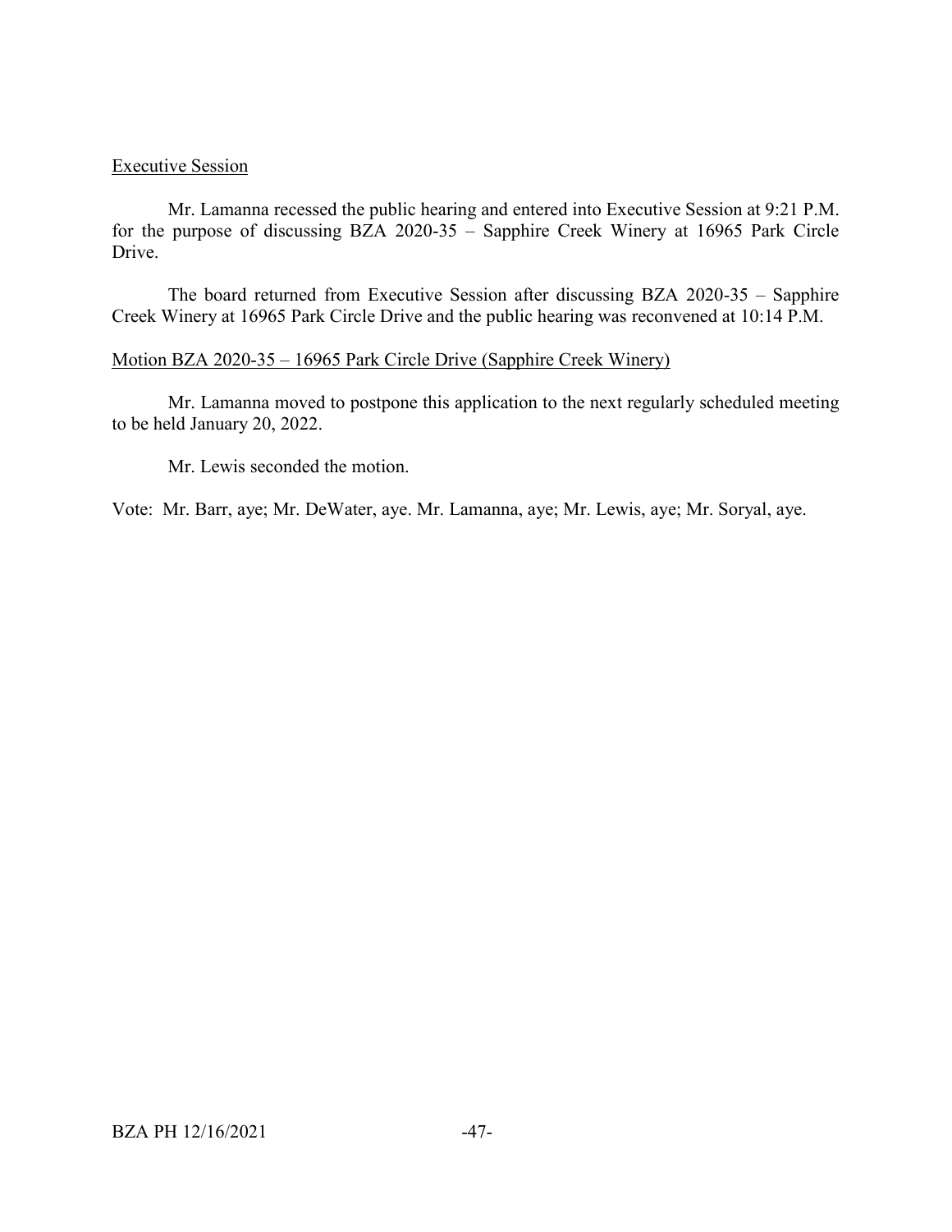Executive Session

Mr. Lamanna recessed the public hearing and entered into Executive Session at 9:21 P.M. for the purpose of discussing BZA 2020-35 – Sapphire Creek Winery at 16965 Park Circle Drive.

The board returned from Executive Session after discussing BZA 2020-35 – Sapphire Creek Winery at 16965 Park Circle Drive and the public hearing was reconvened at 10:14 P.M.

Motion BZA 2020-35 – 16965 Park Circle Drive (Sapphire Creek Winery)

Mr. Lamanna moved to postpone this application to the next regularly scheduled meeting to be held January 20, 2022.

Mr. Lewis seconded the motion.

Vote: Mr. Barr, aye; Mr. DeWater, aye. Mr. Lamanna, aye; Mr. Lewis, aye; Mr. Soryal, aye.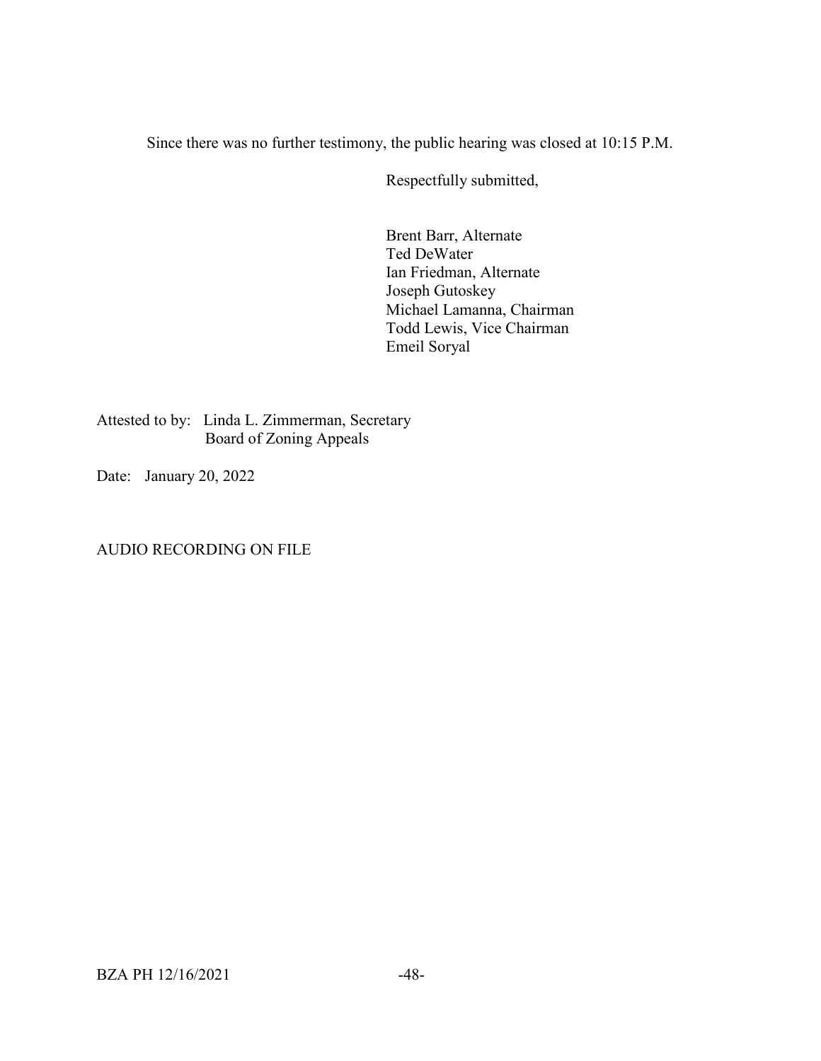Since there was no further testimony, the public hearing was closed at 10:15 P.M.

Respectfully submitted,

Brent Barr, Alternate
Ted DeWater
Ian Friedman, Alternate
Joseph Gutoskey
Michael Lamanna, Chairman
Todd Lewis, Vice Chairman
Emeil Soryal

Attested to by: Linda L. Zimmerman, Secretary
Board of Zoning Appeals

Date: January 20, 2022

AUDIO RECORDING ON FILE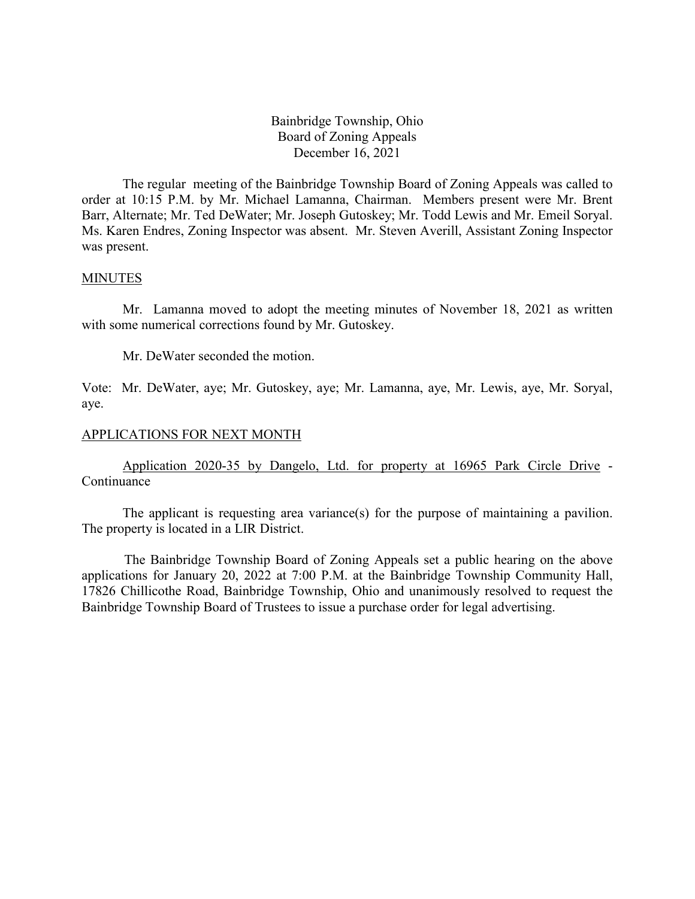Bainbridge Township, Ohio
Board of Zoning Appeals
December 16, 2021

The regular meeting of the Bainbridge Township Board of Zoning Appeals was called to order at 10:15 P.M. by Mr. Michael Lamanna, Chairman. Members present were Mr. Brent Barr, Alternate; Mr. Ted DeWater; Mr. Joseph Gutoskey; Mr. Todd Lewis and Mr. Emeil Soryal. Ms. Karen Endres, Zoning Inspector was absent. Mr. Steven Averill, Assistant Zoning Inspector was present.

## MINUTES

Mr. Lamanna moved to adopt the meeting minutes of November 18, 2021 as written with some numerical corrections found by Mr. Gutoskey.

Mr. DeWater seconded the motion.

Vote: Mr. DeWater, aye; Mr. Gutoskey, aye; Mr. Lamanna, aye, Mr. Lewis, aye, Mr. Soryal, aye.

## APPLICATIONS FOR NEXT MONTH

Application 2020-35 by Dangelo, Ltd. for property at 16965 Park Circle Drive - Continuance

The applicant is requesting area variance(s) for the purpose of maintaining a pavilion. The property is located in a LIR District.

The Bainbridge Township Board of Zoning Appeals set a public hearing on the above applications for January 20, 2022 at 7:00 P.M. at the Bainbridge Township Community Hall, 17826 Chillicothe Road, Bainbridge Township, Ohio and unanimously resolved to request the Bainbridge Township Board of Trustees to issue a purchase order for legal advertising.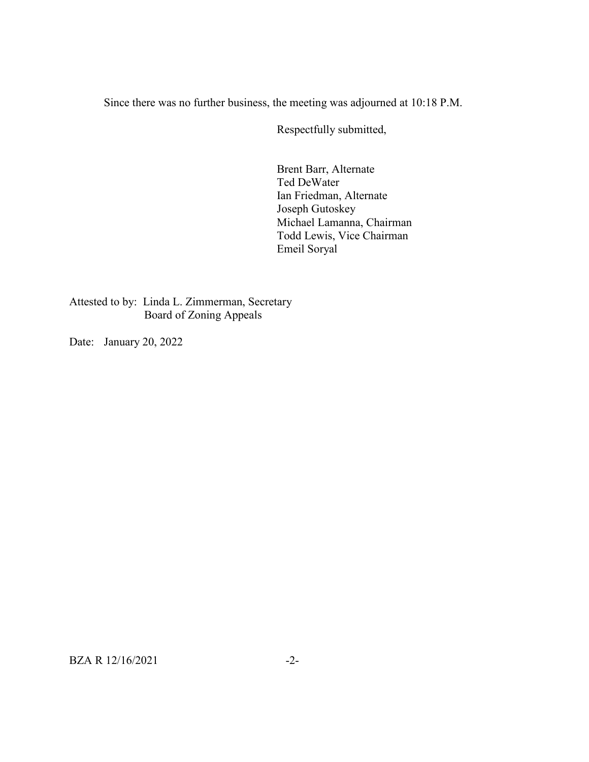Since there was no further business, the meeting was adjourned at 10:18 P.M.

Respectfully submitted,

Brent Barr, Alternate
Ted DeWater
Ian Friedman, Alternate
Joseph Gutoskey
Michael Lamanna, Chairman
Todd Lewis, Vice Chairman
Emeil Soryal

Attested to by: Linda L. Zimmerman, Secretary
Board of Zoning Appeals

Date: January 20, 2022